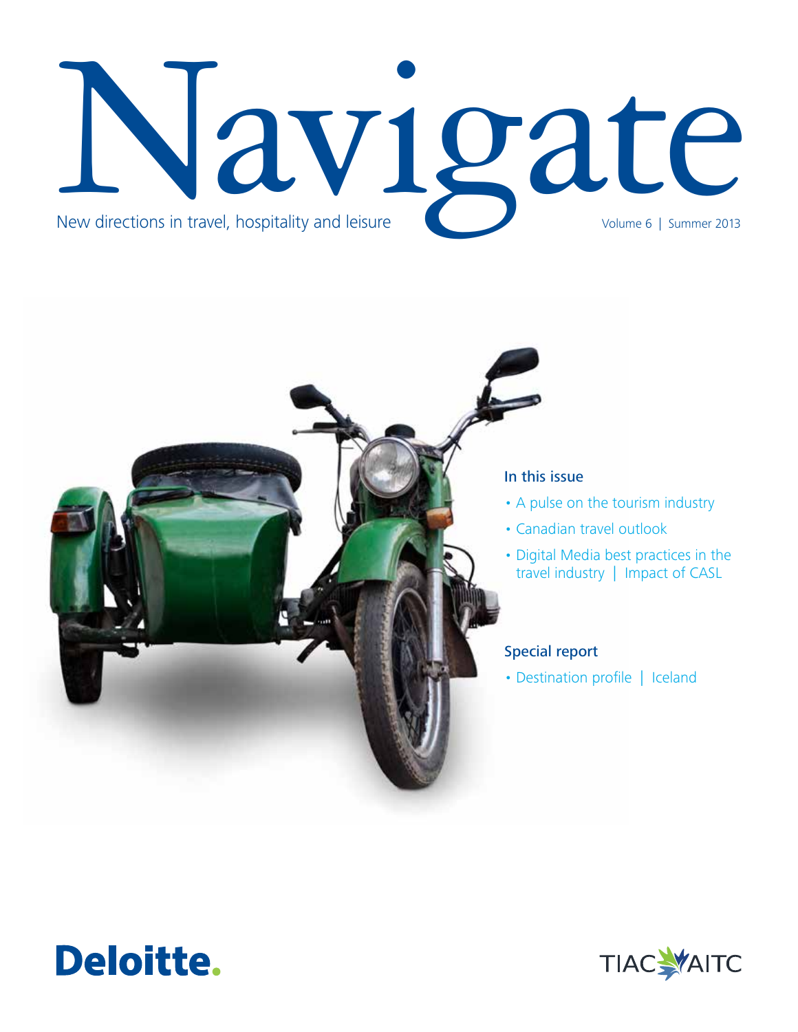# Navigate

New directions in travel, hospitality and leisure

Volume 6 | Summer 2013

## In this issue

- A pulse on the tourism industry
- Canadian travel outlook
- Digital Media best practices in the travel industry | Impact of CASL

## Special report

- Destination profile | Iceland

Deloitte.

TIAC AITC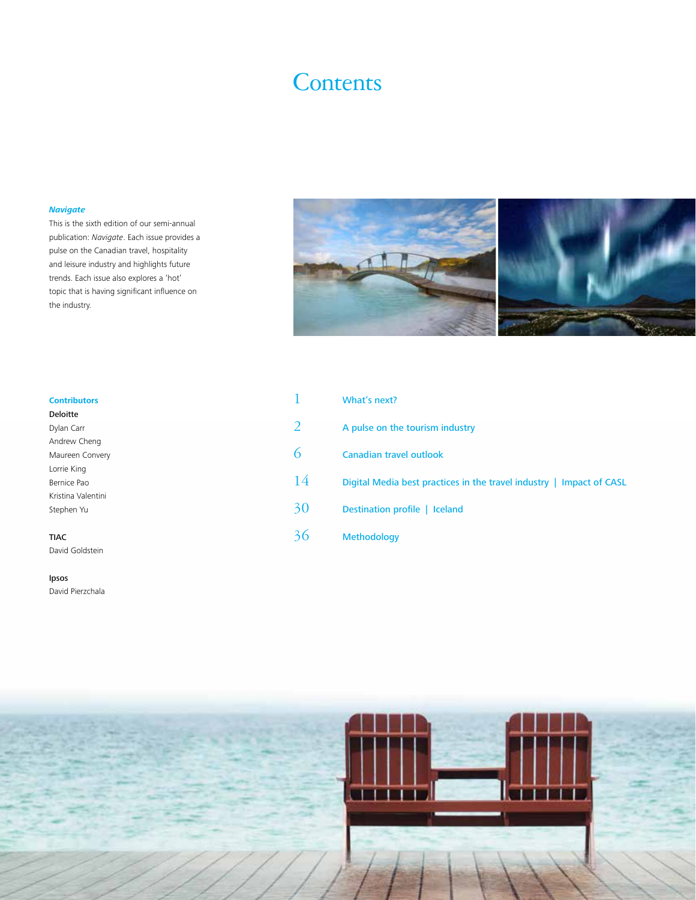# Contents

***Navigate***

This is the sixth edition of our semi-annual publication: *Navigate*. Each issue provides a pulse on the Canadian travel, hospitality and leisure industry and highlights future trends. Each issue also explores a 'hot' topic that is having significant influence on the industry.

| | |
|---|---|
| 1 | What's next? |
| 2 | A pulse on the tourism industry |
| 6 | Canadian travel outlook |
| 14 | Digital Media best practices in the travel industry \| Impact of CASL |
| 30 | Destination profile \| Iceland |
| 36 | Methodology |

**Contributors**

Deloitte
Dylan Carr
Andrew Cheng
Maureen Convery
Lorrie King
Bernice Pao
Kristina Valentini
Stephen Yu

TIAC
David Goldstein

Ipsos
David Pierzchala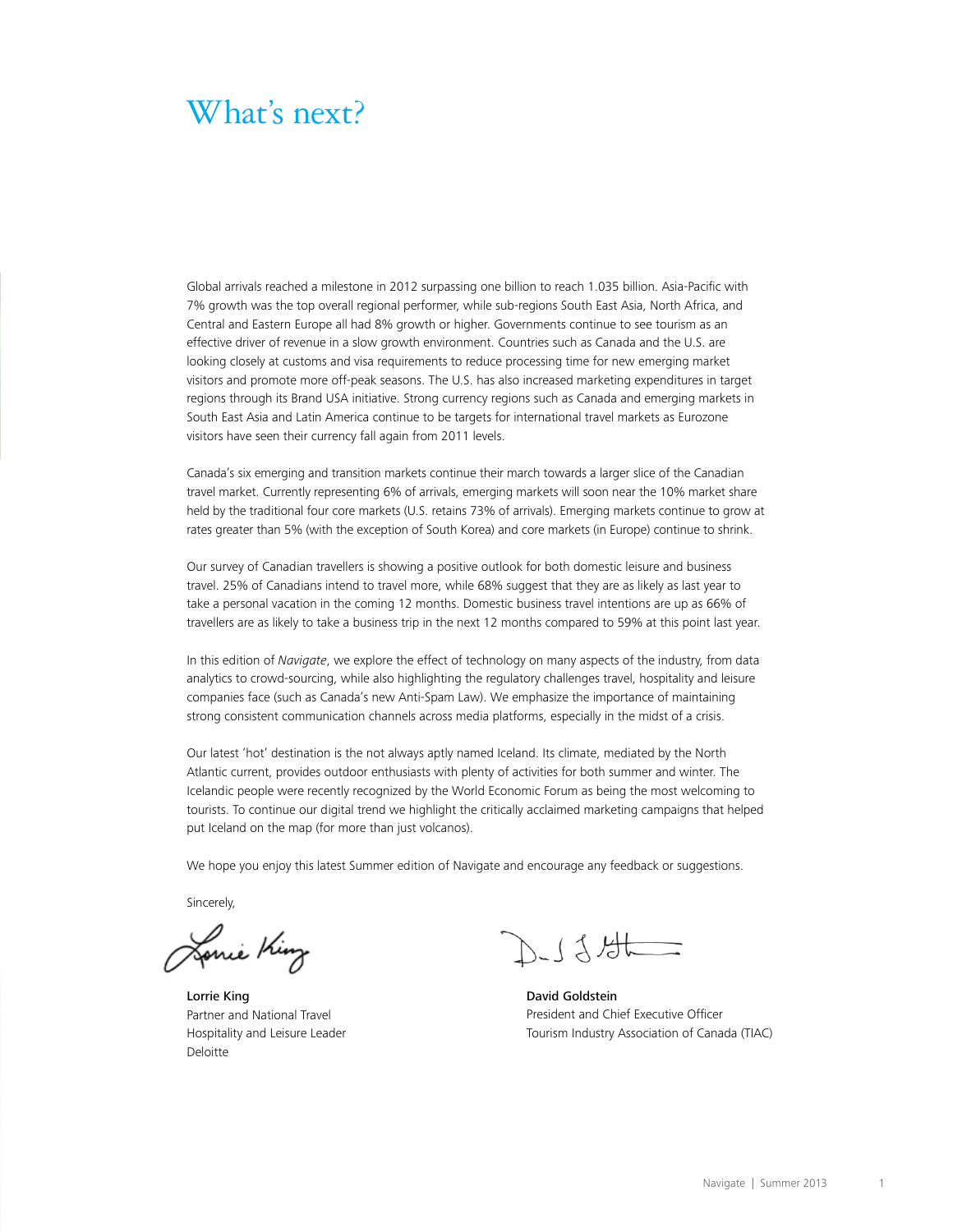# What's next?

Global arrivals reached a milestone in 2012 surpassing one billion to reach 1.035 billion. Asia-Pacific with 7% growth was the top overall regional performer, while sub-regions South East Asia, North Africa, and Central and Eastern Europe all had 8% growth or higher. Governments continue to see tourism as an effective driver of revenue in a slow growth environment. Countries such as Canada and the U.S. are looking closely at customs and visa requirements to reduce processing time for new emerging market visitors and promote more off-peak seasons. The U.S. has also increased marketing expenditures in target regions through its Brand USA initiative. Strong currency regions such as Canada and emerging markets in South East Asia and Latin America continue to be targets for international travel markets as Eurozone visitors have seen their currency fall again from 2011 levels.

Canada's six emerging and transition markets continue their march towards a larger slice of the Canadian travel market. Currently representing 6% of arrivals, emerging markets will soon near the 10% market share held by the traditional four core markets (U.S. retains 73% of arrivals). Emerging markets continue to grow at rates greater than 5% (with the exception of South Korea) and core markets (in Europe) continue to shrink.

Our survey of Canadian travellers is showing a positive outlook for both domestic leisure and business travel. 25% of Canadians intend to travel more, while 68% suggest that they are as likely as last year to take a personal vacation in the coming 12 months. Domestic business travel intentions are up as 66% of travellers are as likely to take a business trip in the next 12 months compared to 59% at this point last year.

In this edition of *Navigate*, we explore the effect of technology on many aspects of the industry, from data analytics to crowd-sourcing, while also highlighting the regulatory challenges travel, hospitality and leisure companies face (such as Canada's new Anti-Spam Law). We emphasize the importance of maintaining strong consistent communication channels across media platforms, especially in the midst of a crisis.

Our latest 'hot' destination is the not always aptly named Iceland. Its climate, mediated by the North Atlantic current, provides outdoor enthusiasts with plenty of activities for both summer and winter. The Icelandic people were recently recognized by the World Economic Forum as being the most welcoming to tourists. To continue our digital trend we highlight the critically acclaimed marketing campaigns that helped put Iceland on the map (for more than just volcanos).

We hope you enjoy this latest Summer edition of Navigate and encourage any feedback or suggestions.

Sincerely,

**Lorrie King**
Partner and National Travel
Hospitality and Leisure Leader
Deloitte

**David Goldstein**
President and Chief Executive Officer
Tourism Industry Association of Canada (TIAC)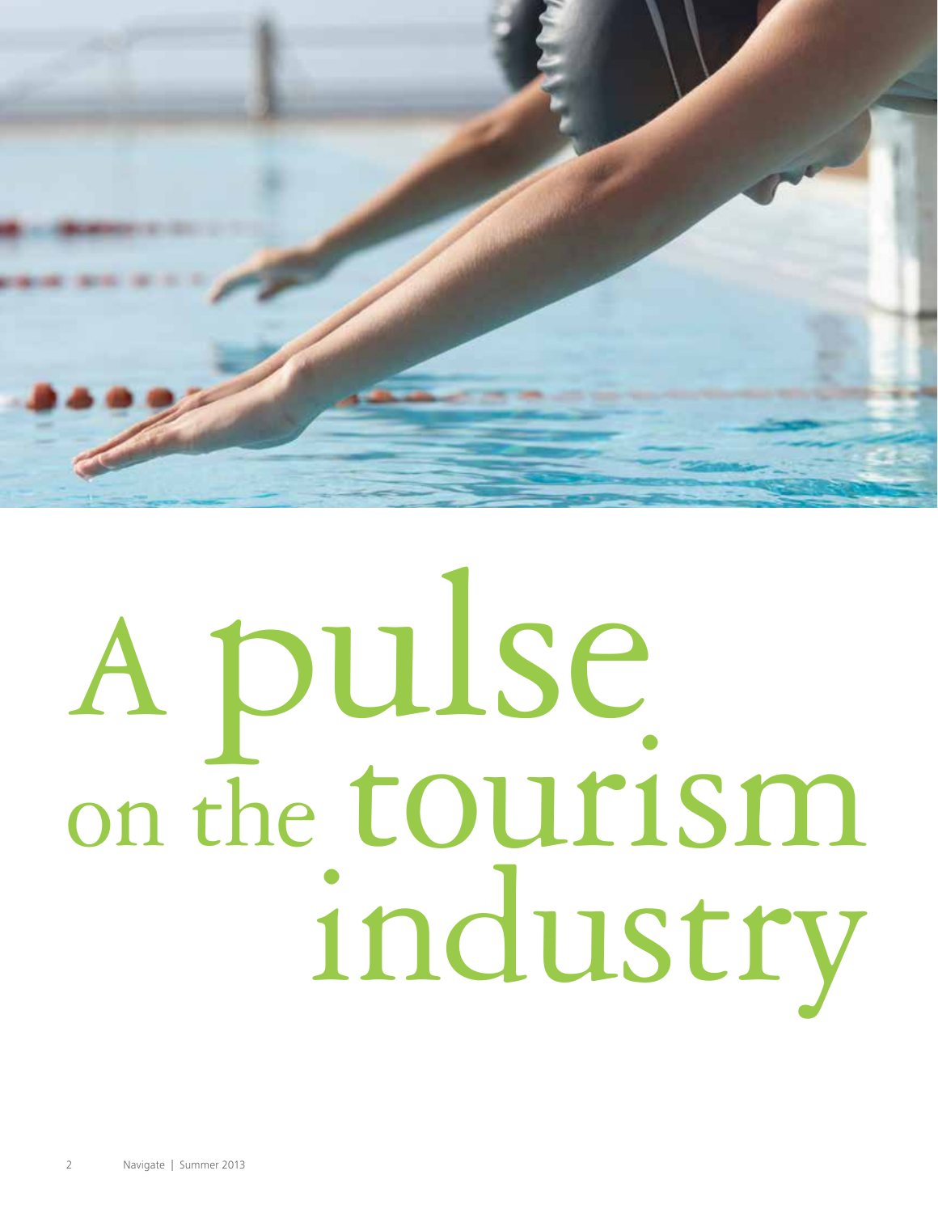# A pulse on the tourism industry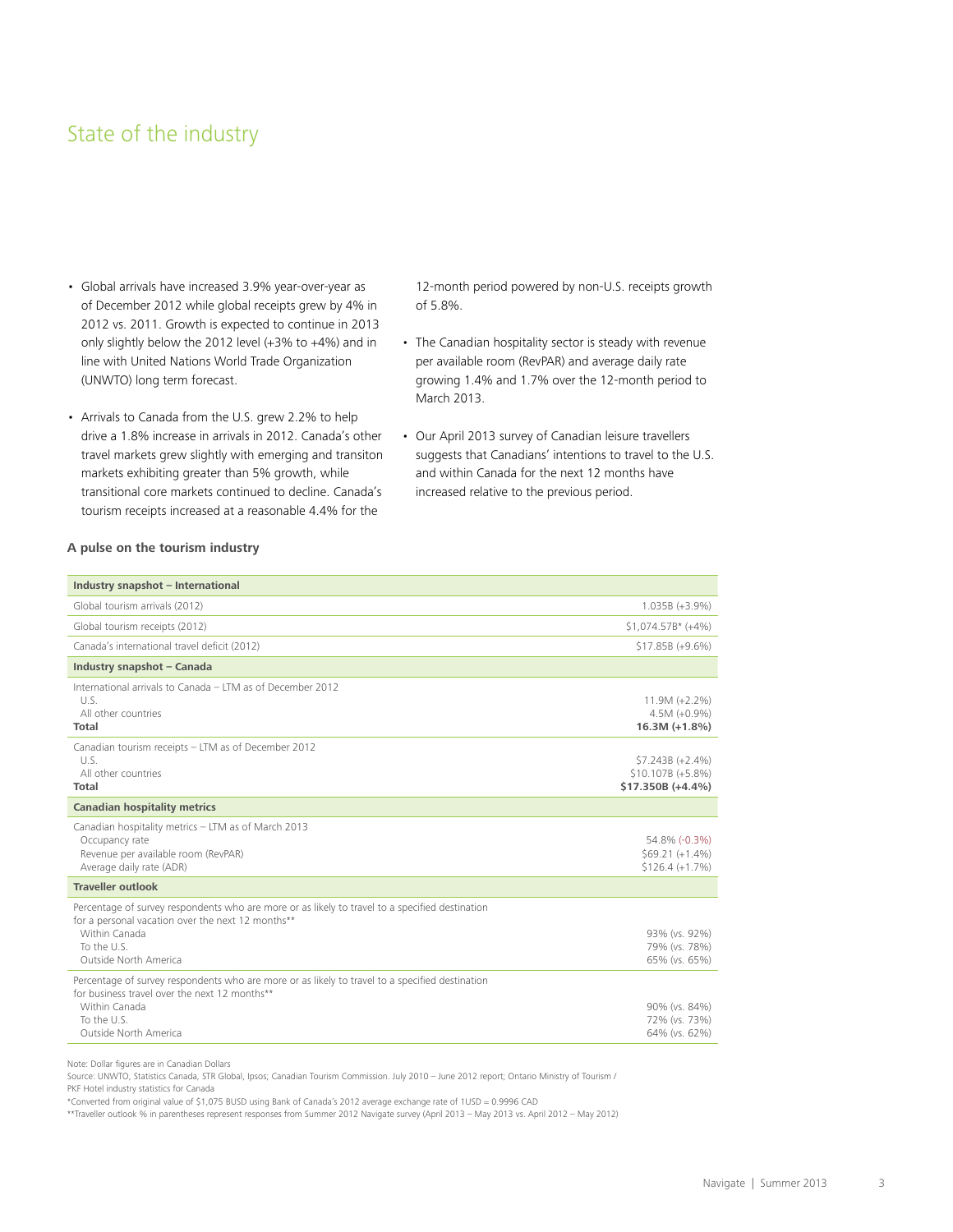# State of the industry

- Global arrivals have increased 3.9% year-over-year as of December 2012 while global receipts grew by 4% in 2012 vs. 2011. Growth is expected to continue in 2013 only slightly below the 2012 level (+3% to +4%) and in line with United Nations World Trade Organization (UNWTO) long term forecast.
- Arrivals to Canada from the U.S. grew 2.2% to help drive a 1.8% increase in arrivals in 2012. Canada's other travel markets grew slightly with emerging and transiton markets exhibiting greater than 5% growth, while transitional core markets continued to decline. Canada's tourism receipts increased at a reasonable 4.4% for the 12-month period powered by non-U.S. receipts growth of 5.8%.
- The Canadian hospitality sector is steady with revenue per available room (RevPAR) and average daily rate growing 1.4% and 1.7% over the 12-month period to March 2013.
- Our April 2013 survey of Canadian leisure travellers suggests that Canadians' intentions to travel to the U.S. and within Canada for the next 12 months have increased relative to the previous period.

**A pulse on the tourism industry**

| **Industry snapshot – International** | |
|---|---|
| Global tourism arrivals (2012) | 1.035B (+3.9%) |
| Global tourism receipts (2012) | $1,074.57B* (+4%) |
| Canada's international travel deficit (2012) | $17.85B (+9.6%) |
| **Industry snapshot – Canada** | |
| International arrivals to Canada – LTM as of December 2012 | |
| U.S. | 11.9M (+2.2%) |
| All other countries | 4.5M (+0.9%) |
| **Total** | **16.3M (+1.8%)** |
| Canadian tourism receipts – LTM as of December 2012 | |
| U.S. | $7.243B (+2.4%) |
| All other countries | $10.107B (+5.8%) |
| **Total** | **$17.350B (+4.4%)** |
| **Canadian hospitality metrics** | |
| Canadian hospitality metrics – LTM as of March 2013 | |
| Occupancy rate | 54.8% (-0.3%) |
| Revenue per available room (RevPAR) | $69.21 (+1.4%) |
| Average daily rate (ADR) | $126.4 (+1.7%) |
| **Traveller outlook** | |
| Percentage of survey respondents who are more or as likely to travel to a specified destination for a personal vacation over the next 12 months** | |
| Within Canada | 93% (vs. 92%) |
| To the U.S. | 79% (vs. 78%) |
| Outside North America | 65% (vs. 65%) |
| Percentage of survey respondents who are more or as likely to travel to a specified destination for business travel over the next 12 months** | |
| Within Canada | 90% (vs. 84%) |
| To the U.S. | 72% (vs. 73%) |
| Outside North America | 64% (vs. 62%) |

Note: Dollar figures are in Canadian Dollars
Source: UNWTO, Statistics Canada, STR Global, Ipsos; Canadian Tourism Commission. July 2010 – June 2012 report; Ontario Ministry of Tourism / PKF Hotel industry statistics for Canada
*Converted from original value of $1,075 BUSD using Bank of Canada's 2012 average exchange rate of 1USD = 0.9996 CAD
**Traveller outlook % in parentheses represent responses from Summer 2012 Navigate survey (April 2013 – May 2013 vs. April 2012 – May 2012)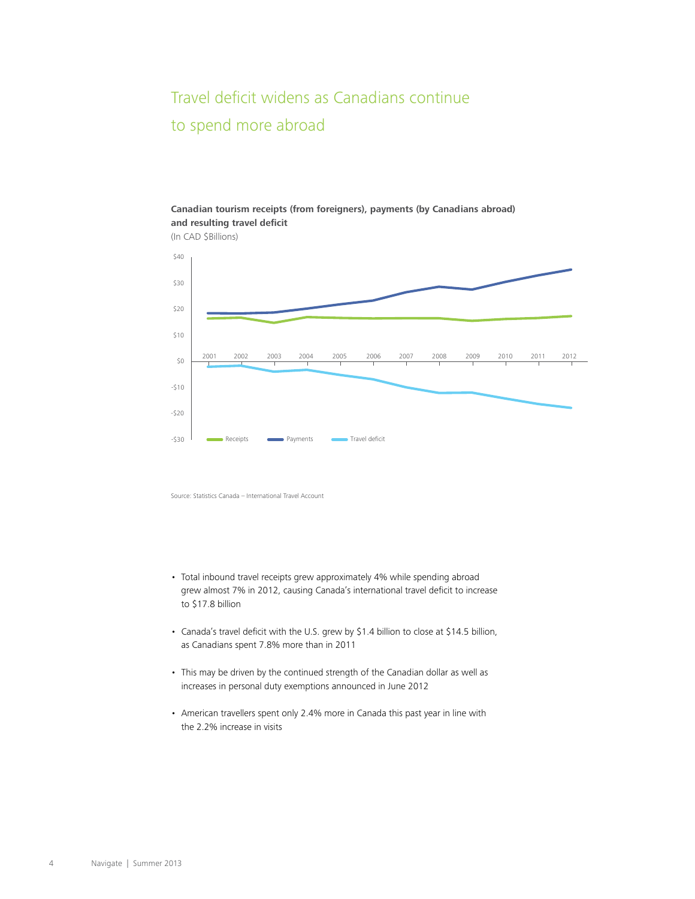# Travel deficit widens as Canadians continue to spend more abroad

**Canadian tourism receipts (from foreigners), payments (by Canadians abroad) and resulting travel deficit**

(In CAD $Billions)

Source: Statistics Canada – International Travel Account

- Total inbound travel receipts grew approximately 4% while spending abroad grew almost 7% in 2012, causing Canada's international travel deficit to increase to $17.8 billion
- Canada's travel deficit with the U.S. grew by $1.4 billion to close at $14.5 billion, as Canadians spent 7.8% more than in 2011
- This may be driven by the continued strength of the Canadian dollar as well as increases in personal duty exemptions announced in June 2012
- American travellers spent only 2.4% more in Canada this past year in line with the 2.2% increase in visits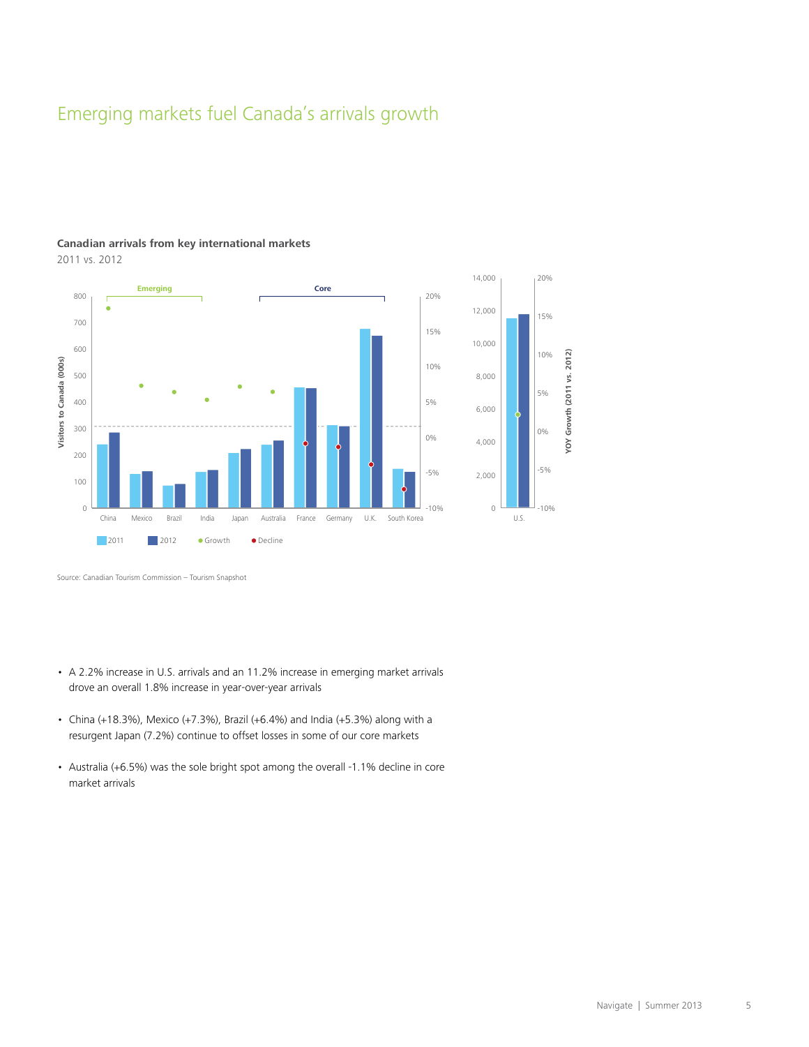# Emerging markets fuel Canada's arrivals growth

**Canadian arrivals from key international markets**

2011 vs. 2012

Source: Canadian Tourism Commission – Tourism Snapshot

- A 2.2% increase in U.S. arrivals and an 11.2% increase in emerging market arrivals drove an overall 1.8% increase in year-over-year arrivals
- China (+18.3%), Mexico (+7.3%), Brazil (+6.4%) and India (+5.3%) along with a resurgent Japan (7.2%) continue to offset losses in some of our core markets
- Australia (+6.5%) was the sole bright spot among the overall -1.1% decline in core market arrivals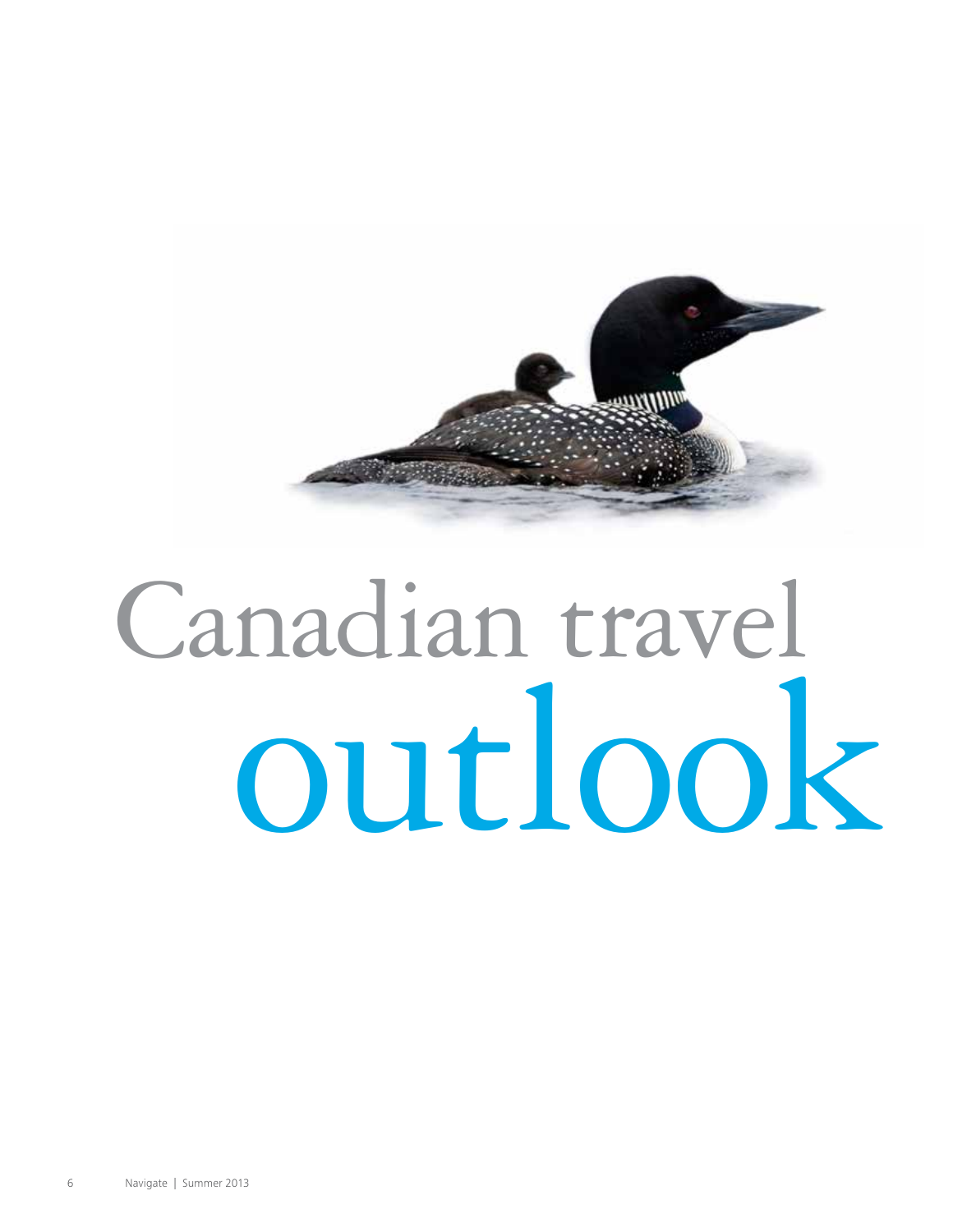# Canadian travel outlook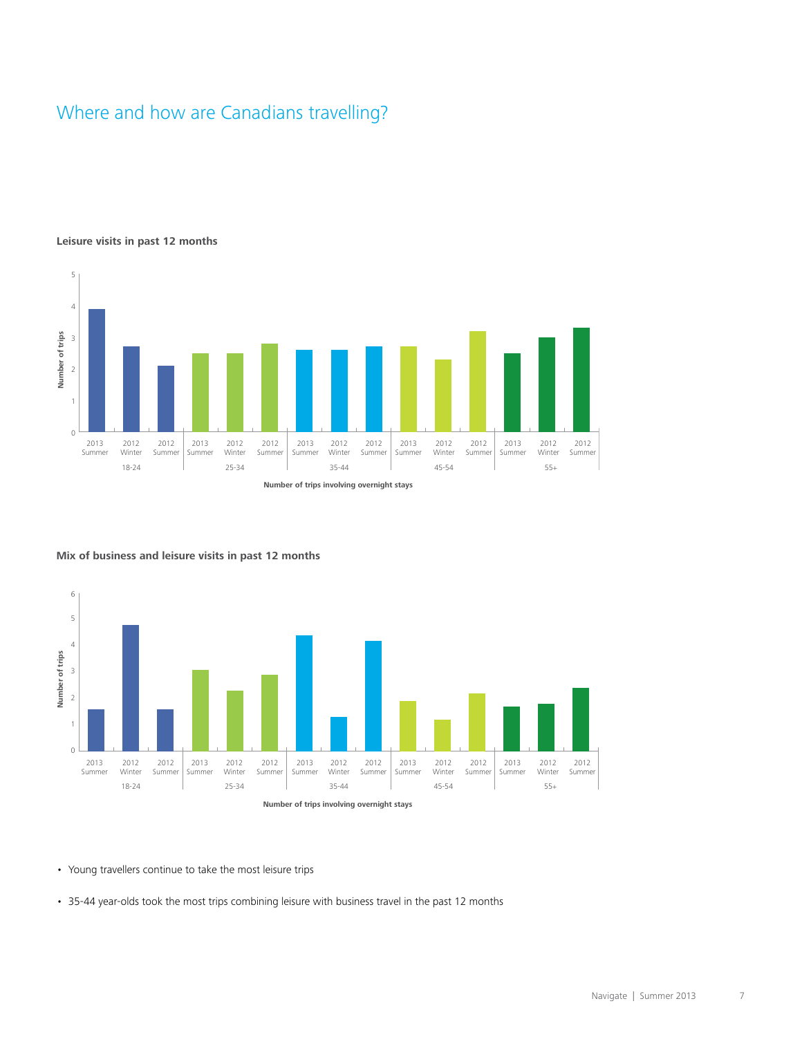# Where and how are Canadians travelling?

**Leisure visits in past 12 months**

| Age group | Period | Number of trips involving overnight stays |
|---|---|---|
| 18-24 | 2013 Summer | 3.9 |
| 18-24 | 2012 Winter | 2.7 |
| 18-24 | 2012 Summer | 2.1 |
| 25-34 | 2013 Summer | 2.5 |
| 25-34 | 2012 Winter | 2.5 |
| 25-34 | 2012 Summer | 2.8 |
| 35-44 | 2013 Summer | 2.6 |
| 35-44 | 2012 Winter | 2.6 |
| 35-44 | 2012 Summer | 2.7 |
| 45-54 | 2013 Summer | 2.7 |
| 45-54 | 2012 Winter | 2.3 |
| 45-54 | 2012 Summer | 3.2 |
| 55+ | 2013 Summer | 2.5 |
| 55+ | 2012 Winter | 3.0 |
| 55+ | 2012 Summer | 3.3 |

**Mix of business and leisure visits in past 12 months**

| Age group | Period | Number of trips involving overnight stays |
|---|---|---|
| 18-24 | 2013 Summer | 1.6 |
| 18-24 | 2012 Winter | 4.8 |
| 18-24 | 2012 Summer | 1.6 |
| 25-34 | 2013 Summer | 3.1 |
| 25-34 | 2012 Winter | 2.3 |
| 25-34 | 2012 Summer | 2.9 |
| 35-44 | 2013 Summer | 4.4 |
| 35-44 | 2012 Winter | 1.3 |
| 35-44 | 2012 Summer | 4.2 |
| 45-54 | 2013 Summer | 1.9 |
| 45-54 | 2012 Winter | 1.2 |
| 45-54 | 2012 Summer | 2.2 |
| 55+ | 2013 Summer | 1.7 |
| 55+ | 2012 Winter | 1.8 |
| 55+ | 2012 Summer | 2.4 |

- Young travellers continue to take the most leisure trips
- 35-44 year-olds took the most trips combining leisure with business travel in the past 12 months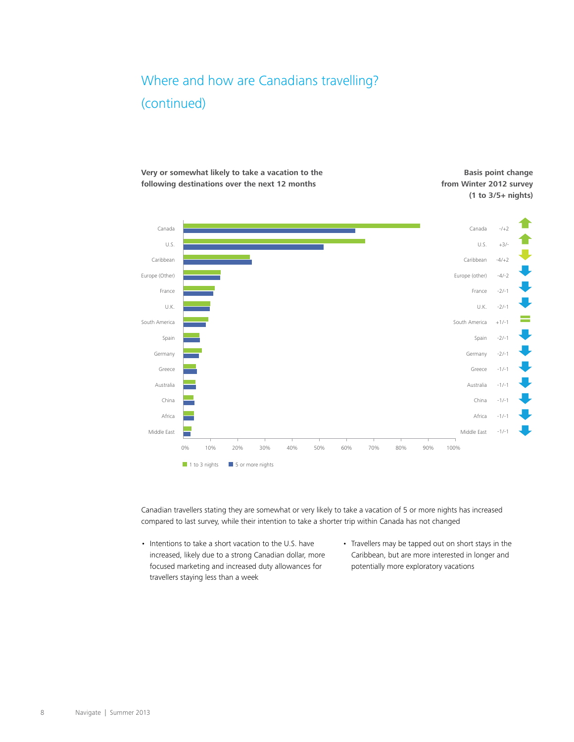## Where and how are Canadians travelling? (continued)

**Very or somewhat likely to take a vacation to the following destinations over the next 12 months**

**Basis point change from Winter 2012 survey (1 to 3/5+ nights)**

| Destination | Basis point change |
|---|---|
| Canada | -/+2 |
| U.S. | +3/- |
| Caribbean | -4/+2 |
| Europe (other) | -4/-2 |
| France | -2/-1 |
| U.K. | -2/-1 |
| South America | +1/-1 |
| Spain | -2/-1 |
| Germany | -2/-1 |
| Greece | -1/-1 |
| Australia | -1/-1 |
| China | -1/-1 |
| Africa | -1/-1 |
| Middle East | -1/-1 |

1 to 3 nights | 5 or more nights

Canadian travellers stating they are somewhat or very likely to take a vacation of 5 or more nights has increased compared to last survey, while their intention to take a shorter trip within Canada has not changed

- Intentions to take a short vacation to the U.S. have increased, likely due to a strong Canadian dollar, more focused marketing and increased duty allowances for travellers staying less than a week
- Travellers may be tapped out on short stays in the Caribbean, but are more interested in longer and potentially more exploratory vacations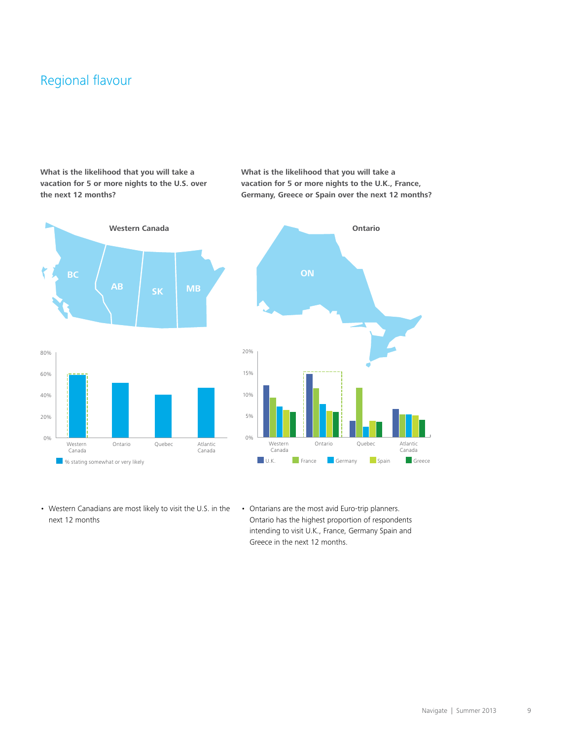## Regional flavour

**What is the likelihood that you will take a vacation for 5 or more nights to the U.S. over the next 12 months?**

Western Canada

BC AB SK MB

80%
60%
40%
20%
0%

Western Canada | Ontario | Quebec | Atlantic Canada

% stating somewhat or very likely

- Western Canadians are most likely to visit the U.S. in the next 12 months

**What is the likelihood that you will take a vacation for 5 or more nights to the U.K., France, Germany, Greece or Spain over the next 12 months?**

Ontario

ON

20%
15%
10%
5%
0%

Western Canada | Ontario | Quebec | Atlantic Canada

U.K. | France | Germany | Spain | Greece

- Ontarians are the most avid Euro-trip planners. Ontario has the highest proportion of respondents intending to visit U.K., France, Germany Spain and Greece in the next 12 months.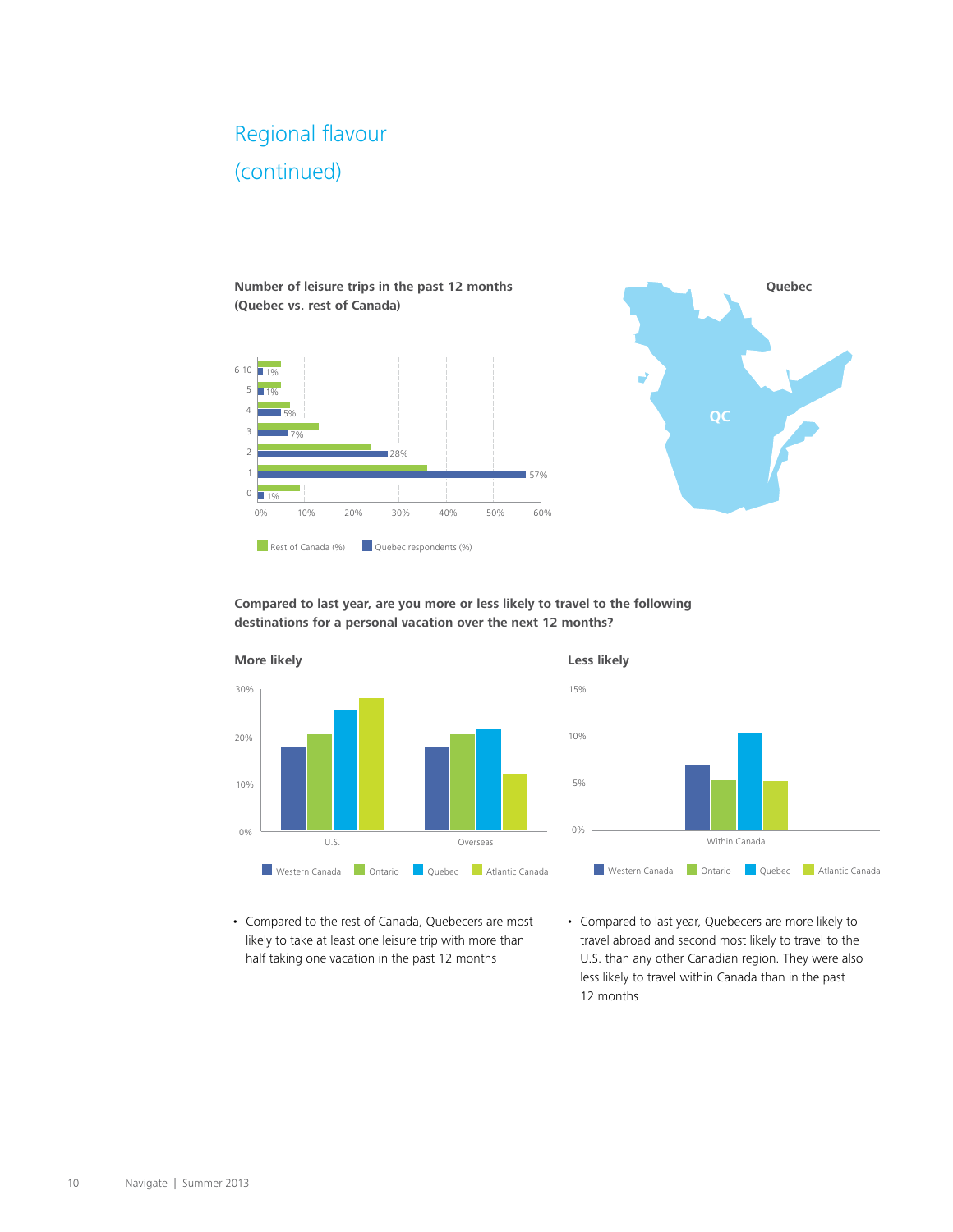# Regional flavour (continued)

**Number of leisure trips in the past 12 months (Quebec vs. rest of Canada)**

| Trips | Quebec respondents (%) |
|---|---|
| 6-10 | 1% |
| 5 | 1% |
| 4 | 5% |
| 3 | 7% |
| 2 | 28% |
| 1 | 57% |
| 0 | 1% |

Rest of Canada (%) | Quebec respondents (%)

**Quebec**

QC

**Compared to last year, are you more or less likely to travel to the following destinations for a personal vacation over the next 12 months?**

**More likely**

U.S. | Overseas

Western Canada | Ontario | Quebec | Atlantic Canada

**Less likely**

Within Canada

Western Canada | Ontario | Quebec | Atlantic Canada

- Compared to the rest of Canada, Quebecers are most likely to take at least one leisure trip with more than half taking one vacation in the past 12 months

- Compared to last year, Quebecers are more likely to travel abroad and second most likely to travel to the U.S. than any other Canadian region. They were also less likely to travel within Canada than in the past 12 months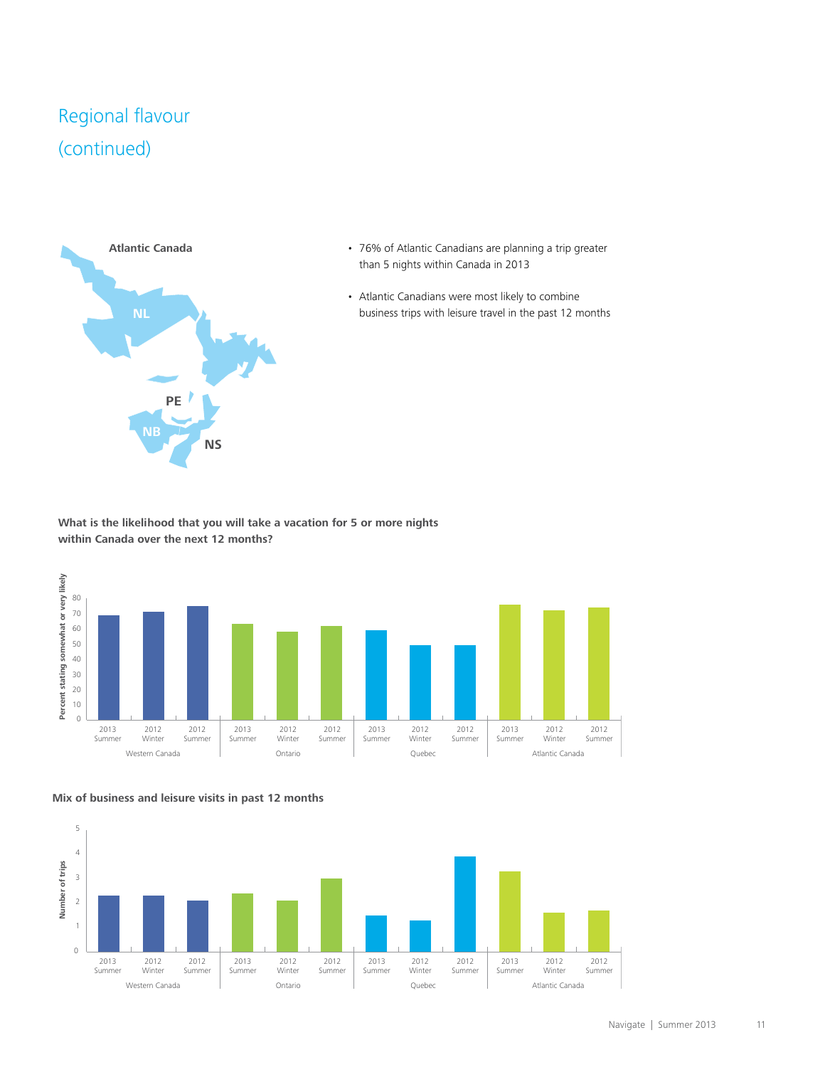# Regional flavour (continued)

**Atlantic Canada**

NL

PE

NB

NS

- 76% of Atlantic Canadians are planning a trip greater than 5 nights within Canada in 2013
- Atlantic Canadians were most likely to combine business trips with leisure travel in the past 12 months

**What is the likelihood that you will take a vacation for 5 or more nights within Canada over the next 12 months?**

Percent stating somewhat or very likely

| Region | 2013 Summer | 2012 Winter | 2012 Summer |
|---|---|---|---|
| Western Canada | 69 | 71 | 75 |
| Ontario | 63 | 58 | 62 |
| Quebec | 59 | 49 | 49 |
| Atlantic Canada | 76 | 72 | 74 |

**Mix of business and leisure visits in past 12 months**

Number of trips

| Region | 2013 Summer | 2012 Winter | 2012 Summer |
|---|---|---|---|
| Western Canada | 2.3 | 2.3 | 2.1 |
| Ontario | 2.4 | 2.1 | 3.0 |
| Quebec | 1.5 | 1.3 | 3.9 |
| Atlantic Canada | 3.3 | 1.6 | 1.7 |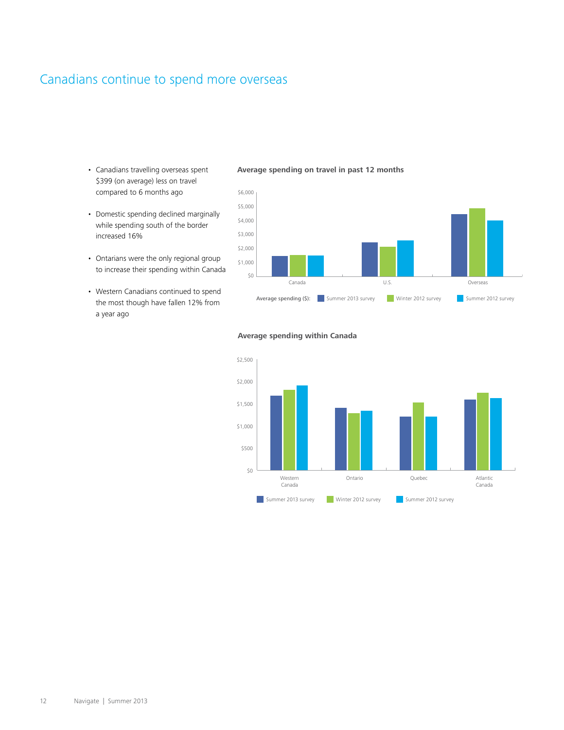# Canadians continue to spend more overseas

- Canadians travelling overseas spent $399 (on average) less on travel compared to 6 months ago
- Domestic spending declined marginally while spending south of the border increased 16%
- Ontarians were the only regional group to increase their spending within Canada
- Western Canadians continued to spend the most though have fallen 12% from a year ago

**Average spending on travel in past 12 months**

**Average spending within Canada**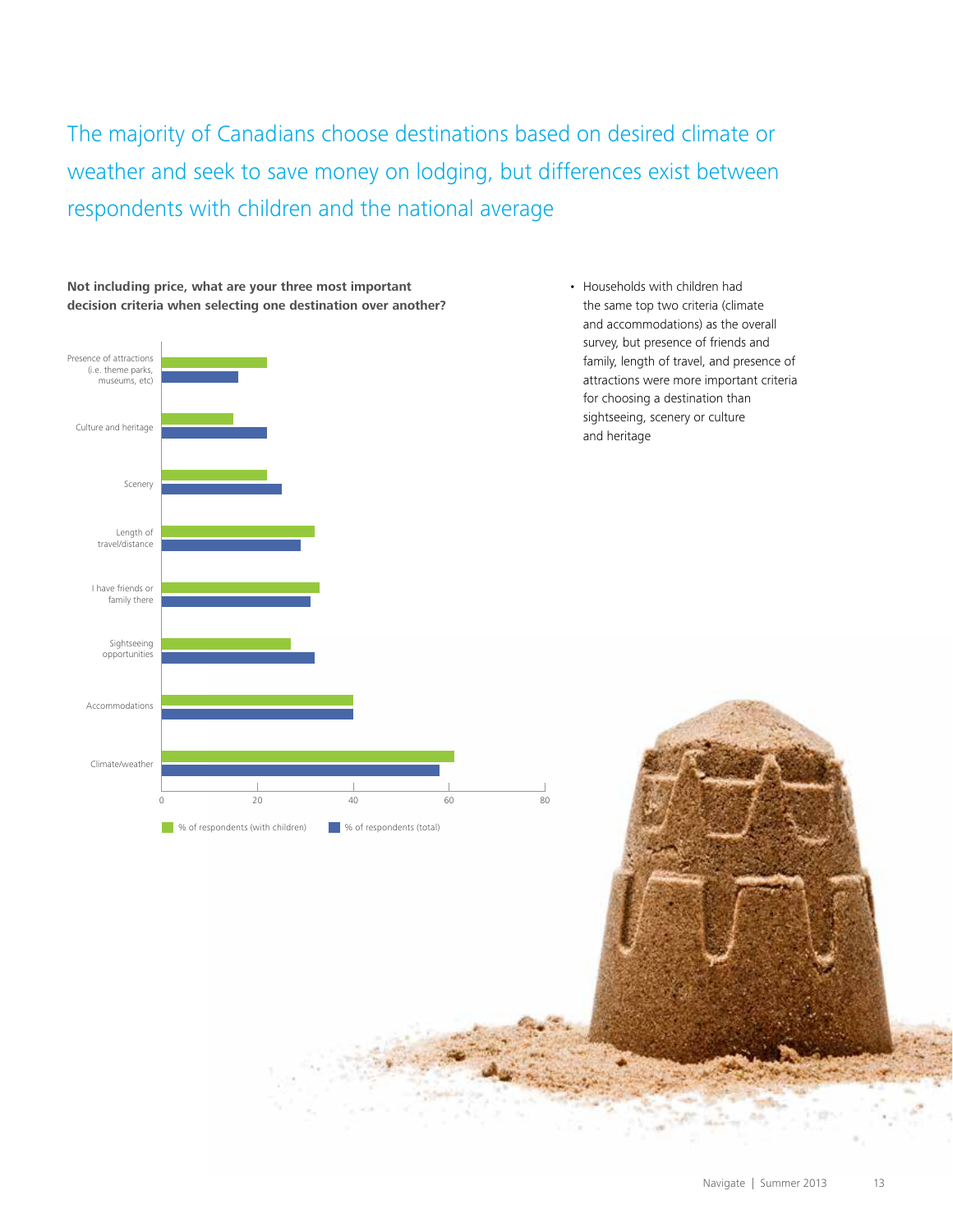## The majority of Canadians choose destinations based on desired climate or weather and seek to save money on lodging, but differences exist between respondents with children and the national average

**Not including price, what are your three most important decision criteria when selecting one destination over another?**

| Criteria | % of respondents (with children) | % of respondents (total) |
| --- | --- | --- |
| Presence of attractions (i.e. theme parks, museums, etc) | 22 | 16 |
| Culture and heritage | 15 | 22 |
| Scenery | 22 | 25 |
| Length of travel/distance | 32 | 29 |
| I have friends or family there | 33 | 31 |
| Sightseeing opportunities | 27 | 32 |
| Accommodations | 40 | 40 |
| Climate/weather | 61 | 58 |

- Households with children had the same top two criteria (climate and accommodations) as the overall survey, but presence of friends and family, length of travel, and presence of attractions were more important criteria for choosing a destination than sightseeing, scenery or culture and heritage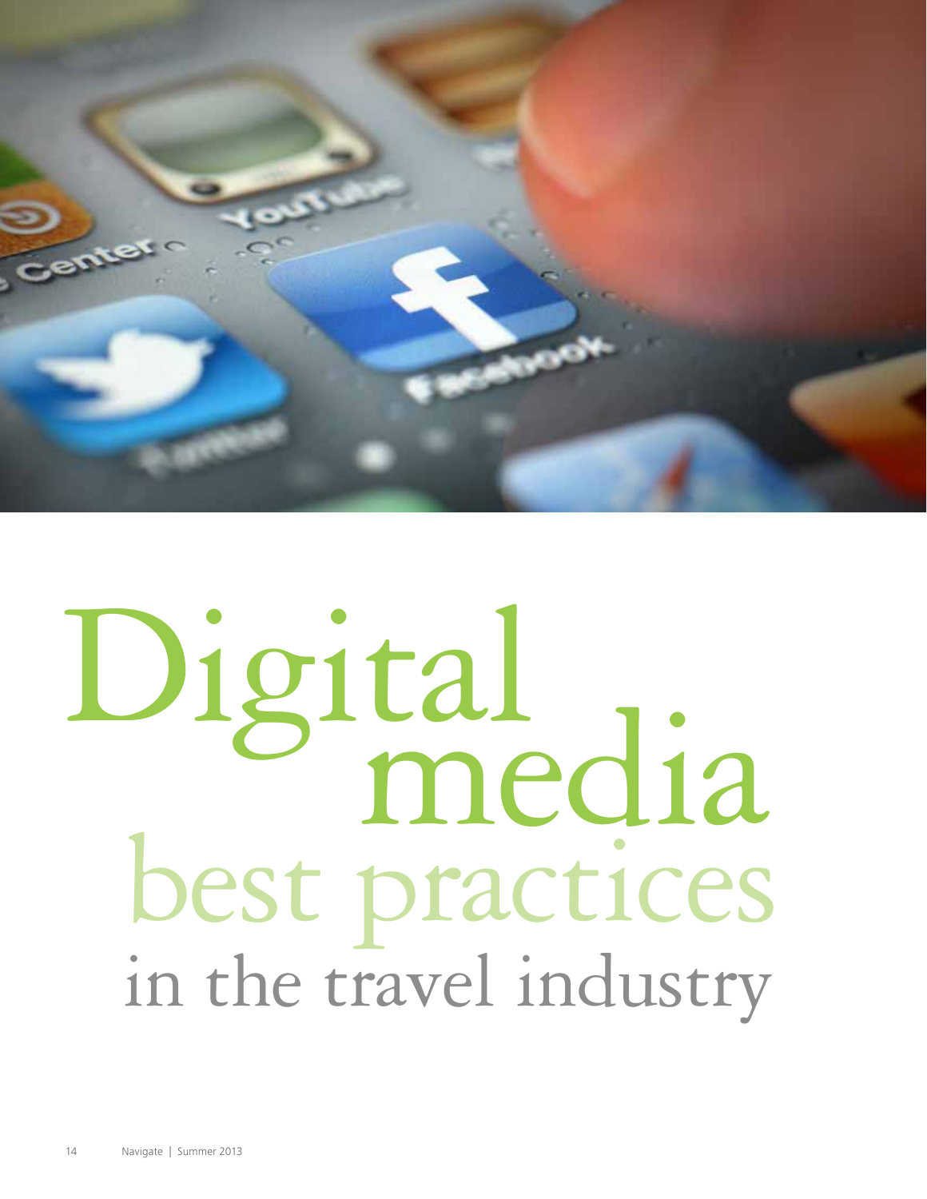# Digital media best practices in the travel industry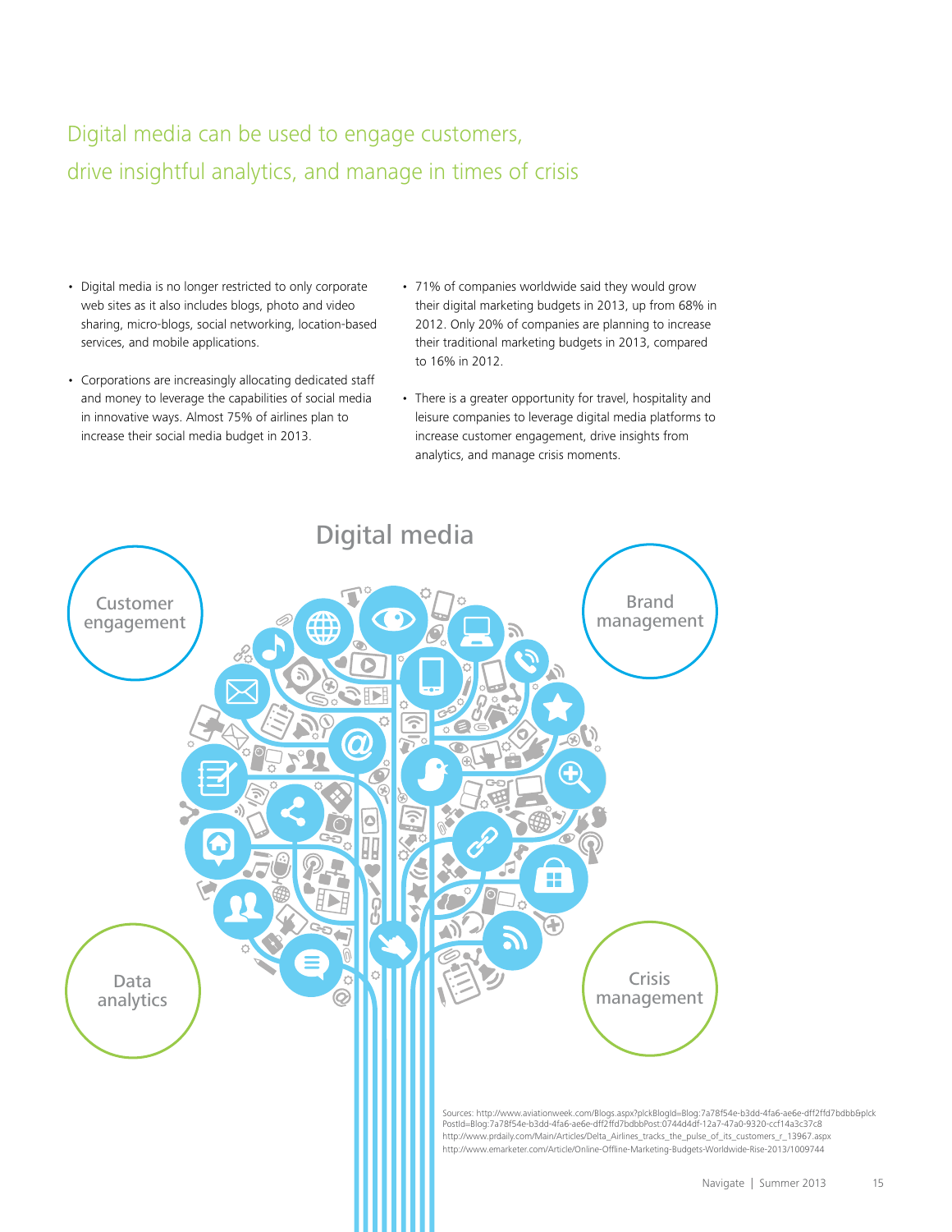## Digital media can be used to engage customers, drive insightful analytics, and manage in times of crisis

- Digital media is no longer restricted to only corporate web sites as it also includes blogs, photo and video sharing, micro-blogs, social networking, location-based services, and mobile applications.
- Corporations are increasingly allocating dedicated staff and money to leverage the capabilities of social media in innovative ways. Almost 75% of airlines plan to increase their social media budget in 2013.
- 71% of companies worldwide said they would grow their digital marketing budgets in 2013, up from 68% in 2012. Only 20% of companies are planning to increase their traditional marketing budgets in 2013, compared to 16% in 2012.
- There is a greater opportunity for travel, hospitality and leisure companies to leverage digital media platforms to increase customer engagement, drive insights from analytics, and manage crisis moments.

Digital media

Customer engagement

Brand management

Data analytics

Crisis management

Sources: http://www.aviationweek.com/Blogs.aspx?plckBlogId=Blog:7a78f54e-b3dd-4fa6-ae6e-dff2ffd7bdbb&plckPostId=Blog:7a78f54e-b3dd-4fa6-ae6e-dff2ffd7bdbbPost:0744d4df-12a7-47a0-9320-ccf14a3c37c8
http://www.prdaily.com/Main/Articles/Delta_Airlines_tracks_the_pulse_of_its_customers_r_13967.aspx
http://www.emarketer.com/Article/Online-Offline-Marketing-Budgets-Worldwide-Rise-2013/1009744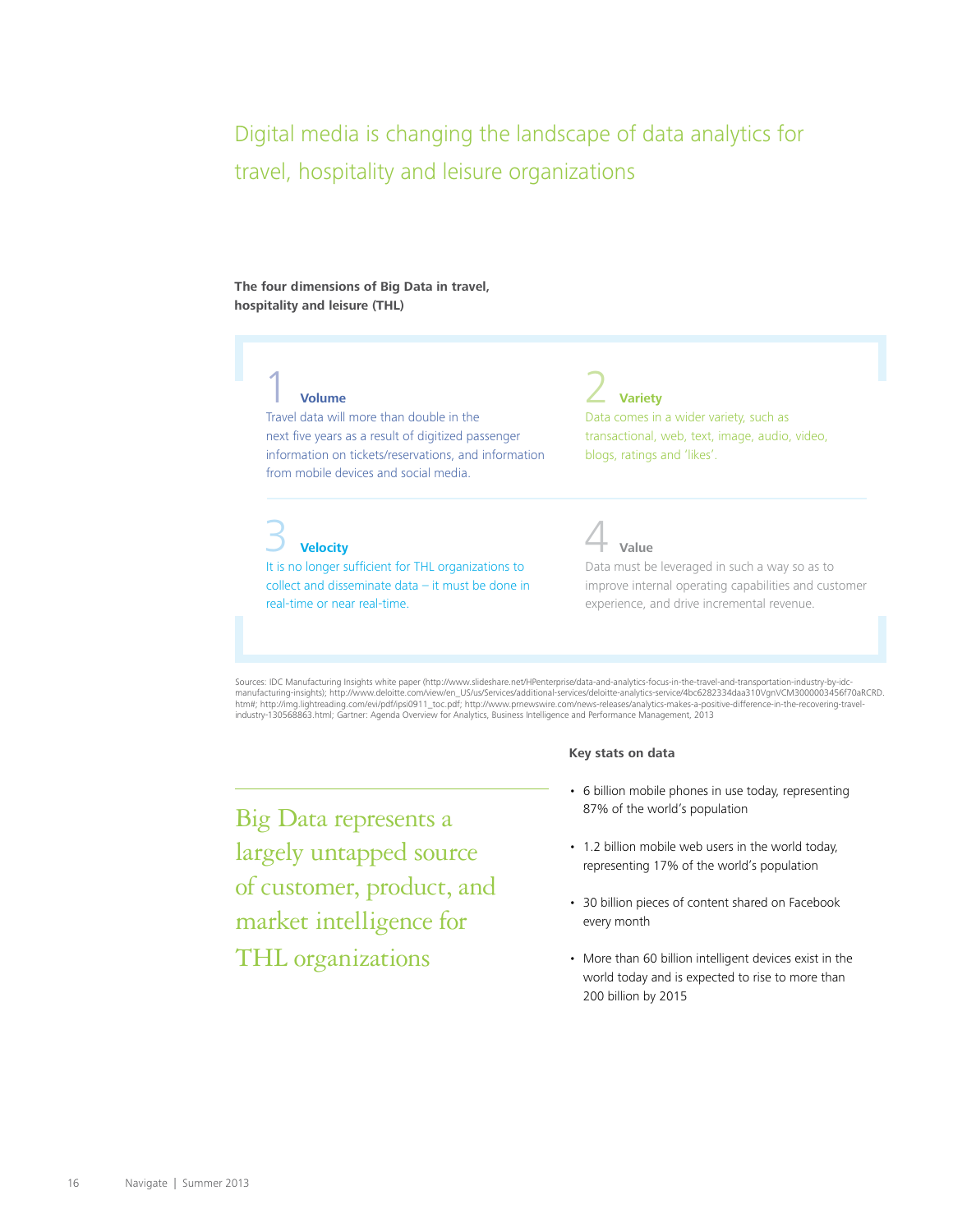# Digital media is changing the landscape of data analytics for travel, hospitality and leisure organizations

**The four dimensions of Big Data in travel, hospitality and leisure (THL)**

### 1 Volume

Travel data will more than double in the next five years as a result of digitized passenger information on tickets/reservations, and information from mobile devices and social media.

### 2 Variety

Data comes in a wider variety, such as transactional, web, text, image, audio, video, blogs, ratings and 'likes'.

### 3 Velocity

It is no longer sufficient for THL organizations to collect and disseminate data – it must be done in real-time or near real-time.

### 4 Value

Data must be leveraged in such a way so as to improve internal operating capabilities and customer experience, and drive incremental revenue.

Sources: IDC Manufacturing Insights white paper (http://www.slideshare.net/HPenterprise/data-and-analytics-focus-in-the-travel-and-transportation-industry-by-idc-manufacturing-insights); http://www.deloitte.com/view/en_US/us/Services/additional-services/deloitte-analytics-service/4bc6282334daa310VgnVCM3000003456f70aRCRD.htm#; http://img.lightreading.com/evi/pdf/ipsi0911_toc.pdf; http://www.prnewswire.com/news-releases/analytics-makes-a-positive-difference-in-the-recovering-travel-industry-130568863.html; Gartner: Agenda Overview for Analytics, Business Intelligence and Performance Management, 2013

> Big Data represents a largely untapped source of customer, product, and market intelligence for THL organizations

**Key stats on data**

- 6 billion mobile phones in use today, representing 87% of the world's population
- 1.2 billion mobile web users in the world today, representing 17% of the world's population
- 30 billion pieces of content shared on Facebook every month
- More than 60 billion intelligent devices exist in the world today and is expected to rise to more than 200 billion by 2015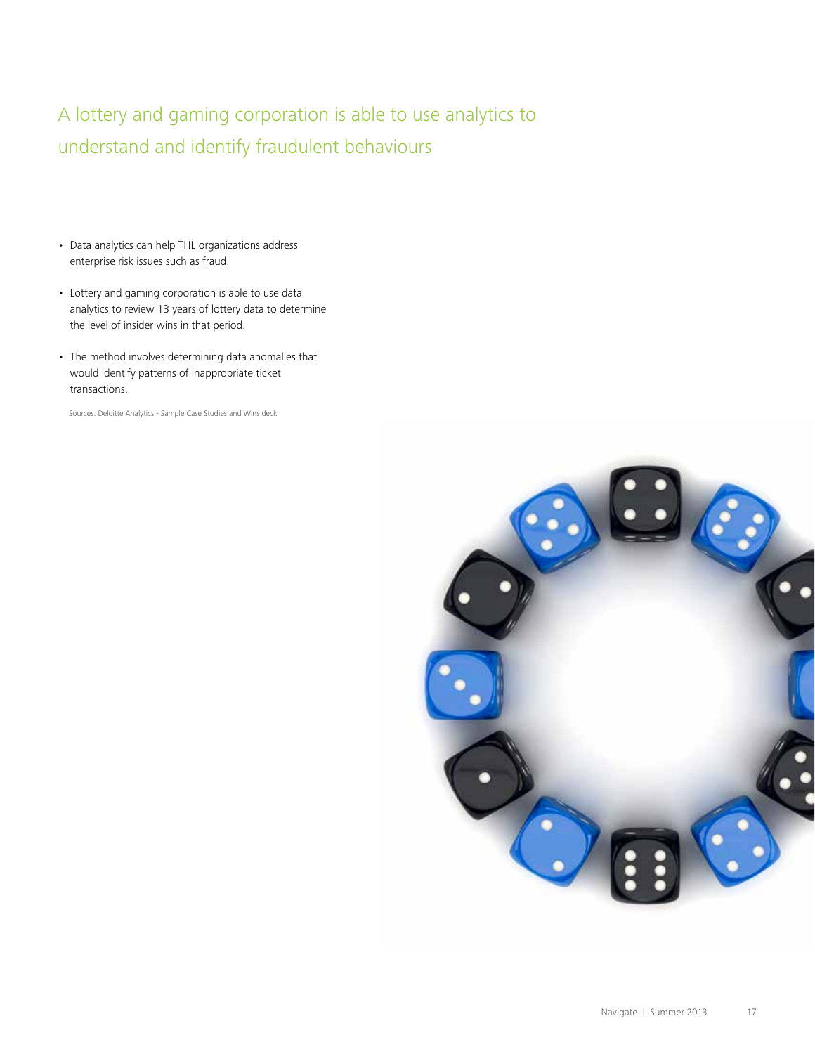## A lottery and gaming corporation is able to use analytics to understand and identify fraudulent behaviours

- Data analytics can help THL organizations address enterprise risk issues such as fraud.
- Lottery and gaming corporation is able to use data analytics to review 13 years of lottery data to determine the level of insider wins in that period.
- The method involves determining data anomalies that would identify patterns of inappropriate ticket transactions.

Sources: Deloitte Analytics - Sample Case Studies and Wins deck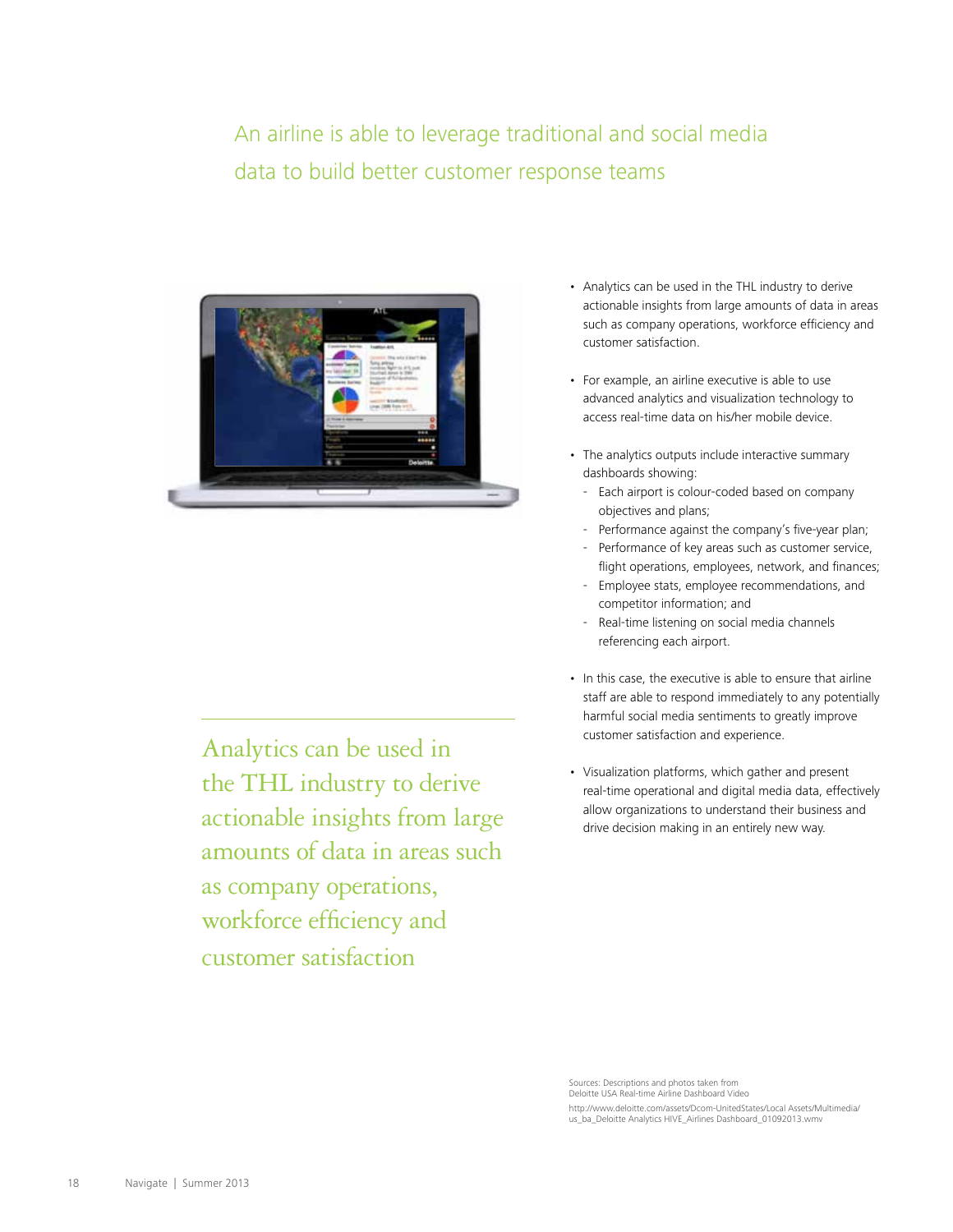## An airline is able to leverage traditional and social media data to build better customer response teams

Analytics can be used in the THL industry to derive actionable insights from large amounts of data in areas such as company operations, workforce efficiency and customer satisfaction

- Analytics can be used in the THL industry to derive actionable insights from large amounts of data in areas such as company operations, workforce efficiency and customer satisfaction.
- For example, an airline executive is able to use advanced analytics and visualization technology to access real-time data on his/her mobile device.
- The analytics outputs include interactive summary dashboards showing:
  - Each airport is colour-coded based on company objectives and plans;
  - Performance against the company's five-year plan;
  - Performance of key areas such as customer service, flight operations, employees, network, and finances;
  - Employee stats, employee recommendations, and competitor information; and
  - Real-time listening on social media channels referencing each airport.
- In this case, the executive is able to ensure that airline staff are able to respond immediately to any potentially harmful social media sentiments to greatly improve customer satisfaction and experience.
- Visualization platforms, which gather and present real-time operational and digital media data, effectively allow organizations to understand their business and drive decision making in an entirely new way.

Sources: Descriptions and photos taken from Deloitte USA Real-time Airline Dashboard Video
http://www.deloitte.com/assets/Dcom-UnitedStates/Local Assets/Multimedia/us_ba_Deloitte Analytics HIVE_Airlines Dashboard_01092013.wmv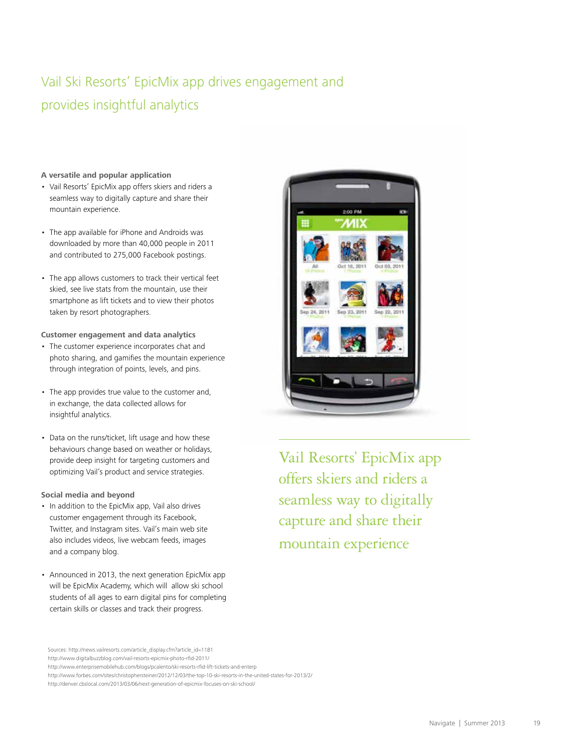# Vail Ski Resorts' EpicMix app drives engagement and provides insightful analytics

**A versatile and popular application**

- Vail Resorts' EpicMix app offers skiers and riders a seamless way to digitally capture and share their mountain experience.
- The app available for iPhone and Androids was downloaded by more than 40,000 people in 2011 and contributed to 275,000 Facebook postings.
- The app allows customers to track their vertical feet skied, see live stats from the mountain, use their smartphone as lift tickets and to view their photos taken by resort photographers.

**Customer engagement and data analytics**

- The customer experience incorporates chat and photo sharing, and gamifies the mountain experience through integration of points, levels, and pins.
- The app provides true value to the customer and, in exchange, the data collected allows for insightful analytics.
- Data on the runs/ticket, lift usage and how these behaviours change based on weather or holidays, provide deep insight for targeting customers and optimizing Vail's product and service strategies.

**Social media and beyond**

- In addition to the EpicMix app, Vail also drives customer engagement through its Facebook, Twitter, and Instagram sites. Vail's main web site also includes videos, live webcam feeds, images and a company blog.
- Announced in 2013, the next generation EpicMix app will be EpicMix Academy, which will allow ski school students of all ages to earn digital pins for completing certain skills or classes and track their progress.

Vail Resorts' EpicMix app offers skiers and riders a seamless way to digitally capture and share their mountain experience

Sources: http://news.vailresorts.com/article_display.cfm?article_id=1181
http://www.digitalbuzzblog.com/vail-resorts-epicmix-photo-rfid-2011/
http://www.enterprisemobilehub.com/blogs/pcalento/ski-resorts-rfid-lift-tickets-and-enterp
http://www.forbes.com/sites/christophersteiner/2012/12/03/the-top-10-ski-resorts-in-the-united-states-for-2013/2/
http://denver.cbslocal.com/2013/03/06/next-generation-of-epicmix-focuses-on-ski-school/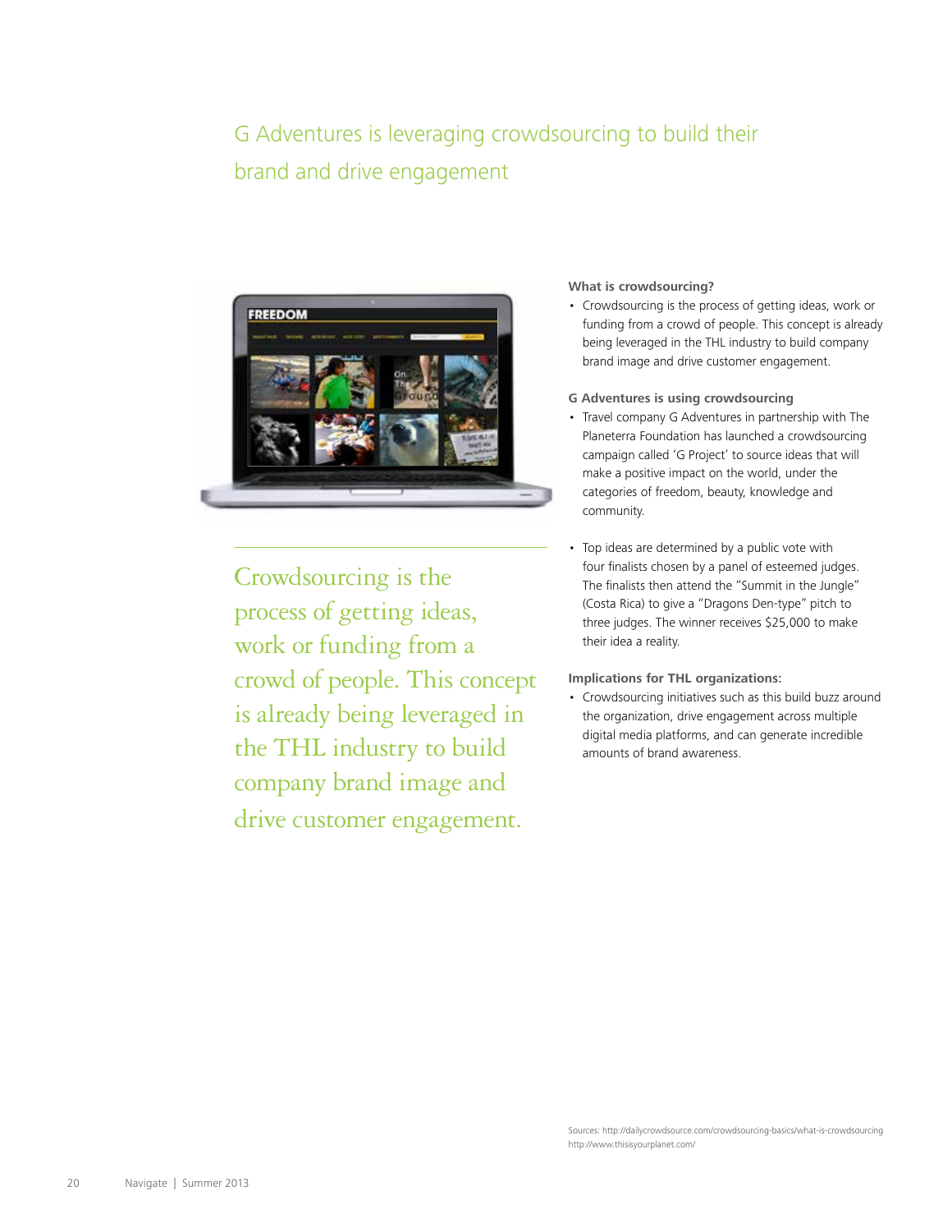# G Adventures is leveraging crowdsourcing to build their brand and drive engagement

Crowdsourcing is the process of getting ideas, work or funding from a crowd of people. This concept is already being leveraged in the THL industry to build company brand image and drive customer engagement.

**What is crowdsourcing?**

- Crowdsourcing is the process of getting ideas, work or funding from a crowd of people. This concept is already being leveraged in the THL industry to build company brand image and drive customer engagement.

**G Adventures is using crowdsourcing**

- Travel company G Adventures in partnership with The Planeterra Foundation has launched a crowdsourcing campaign called 'G Project' to source ideas that will make a positive impact on the world, under the categories of freedom, beauty, knowledge and community.

- Top ideas are determined by a public vote with four finalists chosen by a panel of esteemed judges. The finalists then attend the "Summit in the Jungle" (Costa Rica) to give a "Dragons Den-type" pitch to three judges. The winner receives $25,000 to make their idea a reality.

**Implications for THL organizations:**

- Crowdsourcing initiatives such as this build buzz around the organization, drive engagement across multiple digital media platforms, and can generate incredible amounts of brand awareness.

Sources: http://dailycrowdsource.com/crowdsourcing-basics/what-is-crowdsourcing
http://www.thisisyourplanet.com/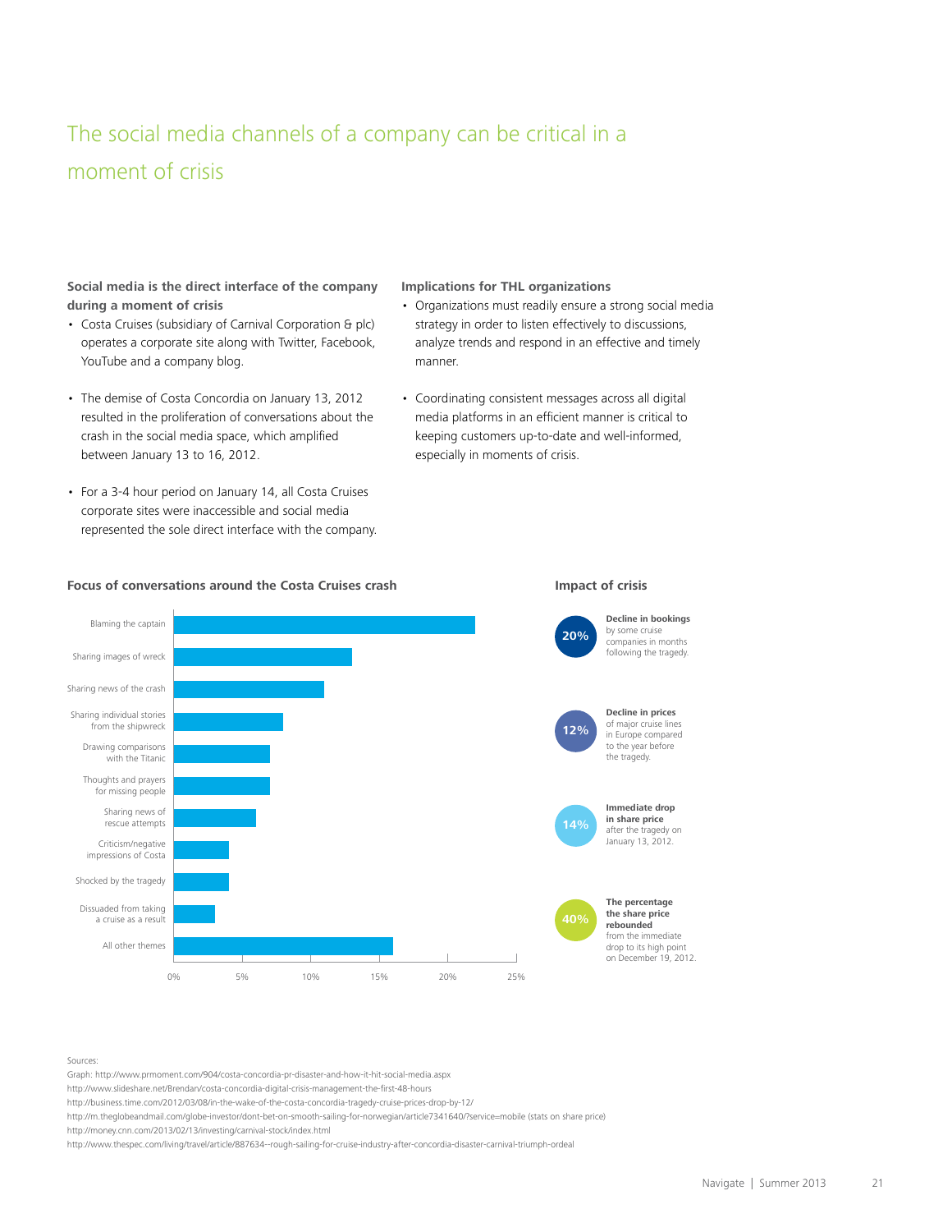# The social media channels of a company can be critical in a moment of crisis

**Social media is the direct interface of the company during a moment of crisis**

- Costa Cruises (subsidiary of Carnival Corporation & plc) operates a corporate site along with Twitter, Facebook, YouTube and a company blog.
- The demise of Costa Concordia on January 13, 2012 resulted in the proliferation of conversations about the crash in the social media space, which amplified between January 13 to 16, 2012.
- For a 3-4 hour period on January 14, all Costa Cruises corporate sites were inaccessible and social media represented the sole direct interface with the company.

**Implications for THL organizations**

- Organizations must readily ensure a strong social media strategy in order to listen effectively to discussions, analyze trends and respond in an effective and timely manner.
- Coordinating consistent messages across all digital media platforms in an efficient manner is critical to keeping customers up-to-date and well-informed, especially in moments of crisis.

**Focus of conversations around the Costa Cruises crash**

| Theme | Share of conversations (approx.) |
| --- | --- |
| Blaming the captain | 22% |
| Sharing images of wreck | 13% |
| Sharing news of the crash | 11% |
| Sharing individual stories from the shipwreck | 8% |
| Drawing comparisons with the Titanic | 7% |
| Thoughts and prayers for missing people | 7% |
| Sharing news of rescue attempts | 6% |
| Criticism/negative impressions of Costa | 4% |
| Shocked by the tragedy | 4% |
| Dissuaded from taking a cruise as a result | 3% |
| All other themes | 16% |

**Impact of crisis**

- **20%** — **Decline in bookings** by some cruise companies in months following the tragedy.
- **12%** — **Decline in prices** of major cruise lines in Europe compared to the year before the tragedy.
- **14%** — **Immediate drop in share price** after the tragedy on January 13, 2012.
- **40%** — **The percentage the share price rebounded** from the immediate drop to its high point on December 19, 2012.

Sources:
Graph: http://www.prmoment.com/904/costa-concordia-pr-disaster-and-how-it-hit-social-media.aspx
http://www.slideshare.net/Brendan/costa-concordia-digital-crisis-management-the-first-48-hours
http://business.time.com/2012/03/08/in-the-wake-of-the-costa-concordia-tragedy-cruise-prices-drop-by-12/
http://m.theglobeandmail.com/globe-investor/dont-bet-on-smooth-sailing-for-norwegian/article7341640/?service=mobile (stats on share price)
http://money.cnn.com/2013/02/13/investing/carnival-stock/index.html
http://www.thespec.com/living/travel/article/887634--rough-sailing-for-cruise-industry-after-concordia-disaster-carnival-triumph-ordeal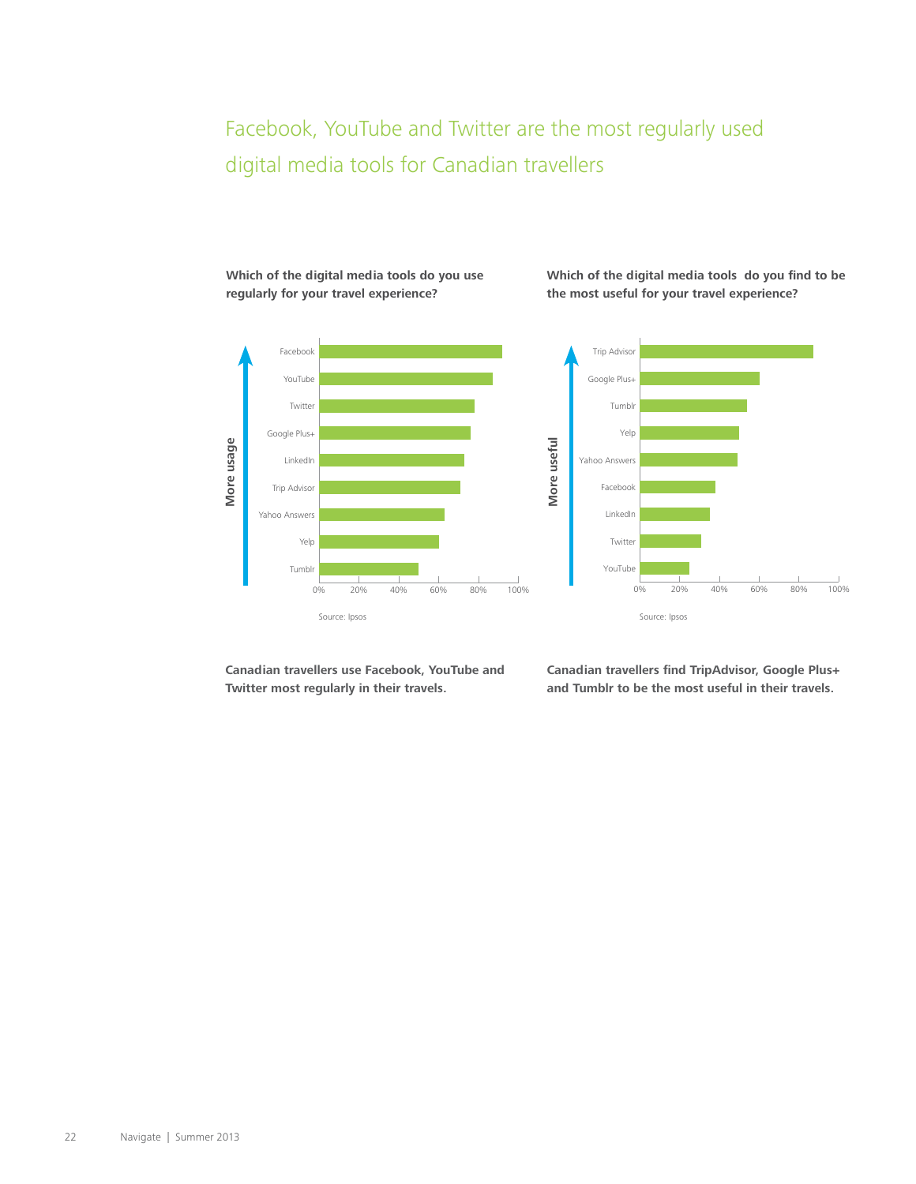# Facebook, YouTube and Twitter are the most regularly used digital media tools for Canadian travellers

**Which of the digital media tools do you use regularly for your travel experience?**

More usage

Facebook
YouTube
Twitter
Google Plus+
LinkedIn
Trip Advisor
Yahoo Answers
Yelp
Tumblr

0% 20% 40% 60% 80% 100%

Source: Ipsos

**Canadian travellers use Facebook, YouTube and Twitter most regularly in their travels.**

**Which of the digital media tools do you find to be the most useful for your travel experience?**

More useful

Trip Advisor
Google Plus+
Tumblr
Yelp
Yahoo Answers
Facebook
LinkedIn
Twitter
YouTube

0% 20% 40% 60% 80% 100%

Source: Ipsos

**Canadian travellers find TripAdvisor, Google Plus+ and Tumblr to be the most useful in their travels.**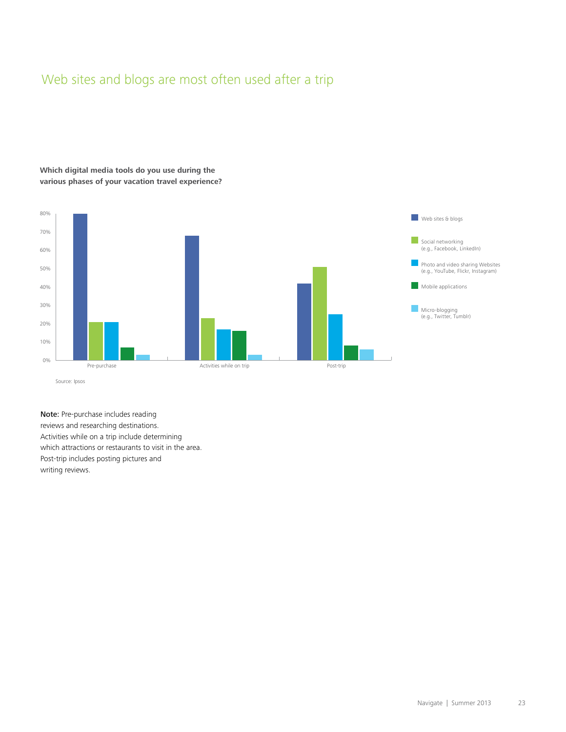# Web sites and blogs are most often used after a trip

**Which digital media tools do you use during the various phases of your vacation travel experience?**

Source: Ipsos

**Note:** Pre-purchase includes reading reviews and researching destinations. Activities while on a trip include determining which attractions or restaurants to visit in the area. Post-trip includes posting pictures and writing reviews.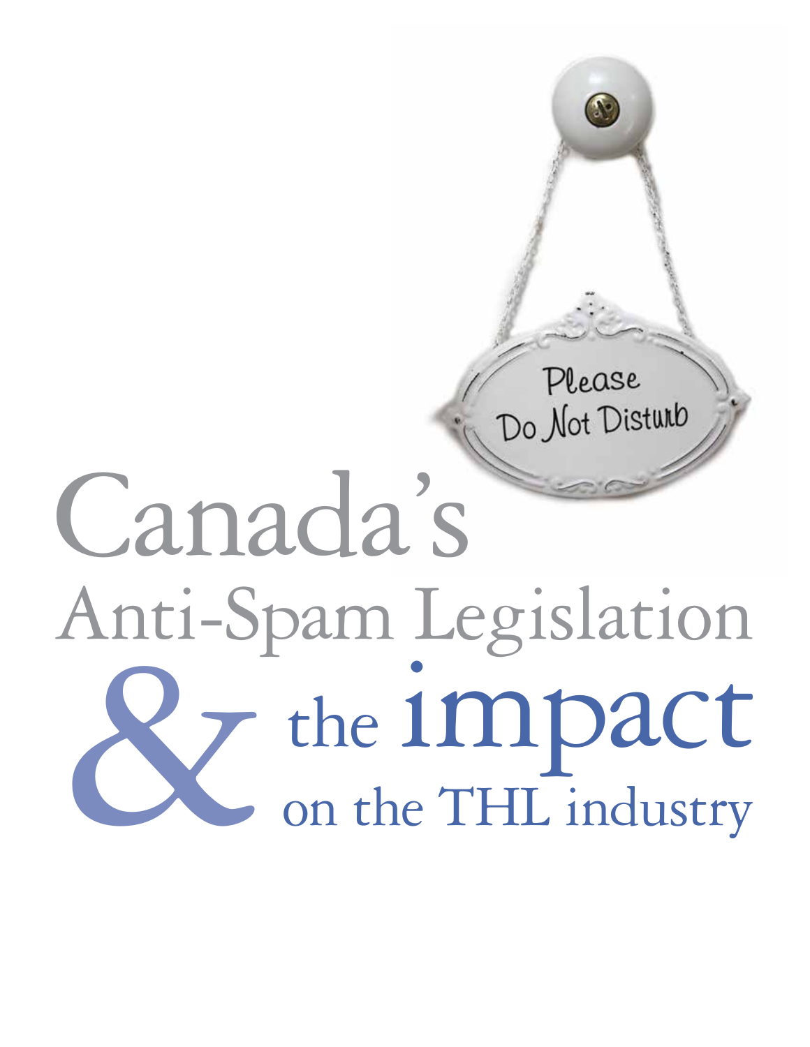# Canada's Anti-Spam Legislation & the impact on the THL industry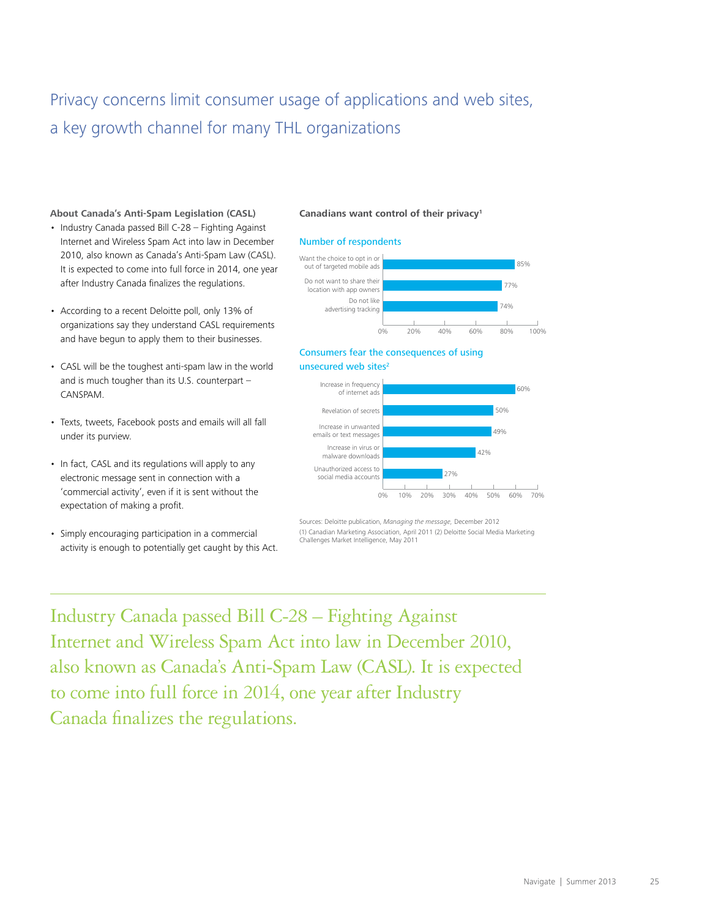# Privacy concerns limit consumer usage of applications and web sites, a key growth channel for many THL organizations

**About Canada's Anti-Spam Legislation (CASL)**

- Industry Canada passed Bill C-28 – Fighting Against Internet and Wireless Spam Act into law in December 2010, also known as Canada's Anti-Spam Law (CASL). It is expected to come into full force in 2014, one year after Industry Canada finalizes the regulations.
- According to a recent Deloitte poll, only 13% of organizations say they understand CASL requirements and have begun to apply them to their businesses.
- CASL will be the toughest anti-spam law in the world and is much tougher than its U.S. counterpart – CANSPAM.
- Texts, tweets, Facebook posts and emails will all fall under its purview.
- In fact, CASL and its regulations will apply to any electronic message sent in connection with a 'commercial activity', even if it is sent without the expectation of making a profit.
- Simply encouraging participation in a commercial activity is enough to potentially get caught by this Act.

**Canadians want control of their privacy[1]**

Number of respondents

| | |
|---|---|
| Want the choice to opt in or out of targeted mobile ads | 85% |
| Do not want to share their location with app owners | 77% |
| Do not like advertising tracking | 74% |

Consumers fear the consequences of using unsecured web sites[2]

| | |
|---|---|
| Increase in frequency of internet ads | 60% |
| Revelation of secrets | 50% |
| Increase in unwanted emails or text messages | 49% |
| Increase in virus or malware downloads | 42% |
| Unauthorized access to social media accounts | 27% |

Sources: Deloitte publication, *Managing the message*, December 2012
(1) Canadian Marketing Association, April 2011 (2) Deloitte Social Media Marketing Challenges Market Intelligence, May 2011

Industry Canada passed Bill C-28 – Fighting Against Internet and Wireless Spam Act into law in December 2010, also known as Canada's Anti-Spam Law (CASL). It is expected to come into full force in 2014, one year after Industry Canada finalizes the regulations.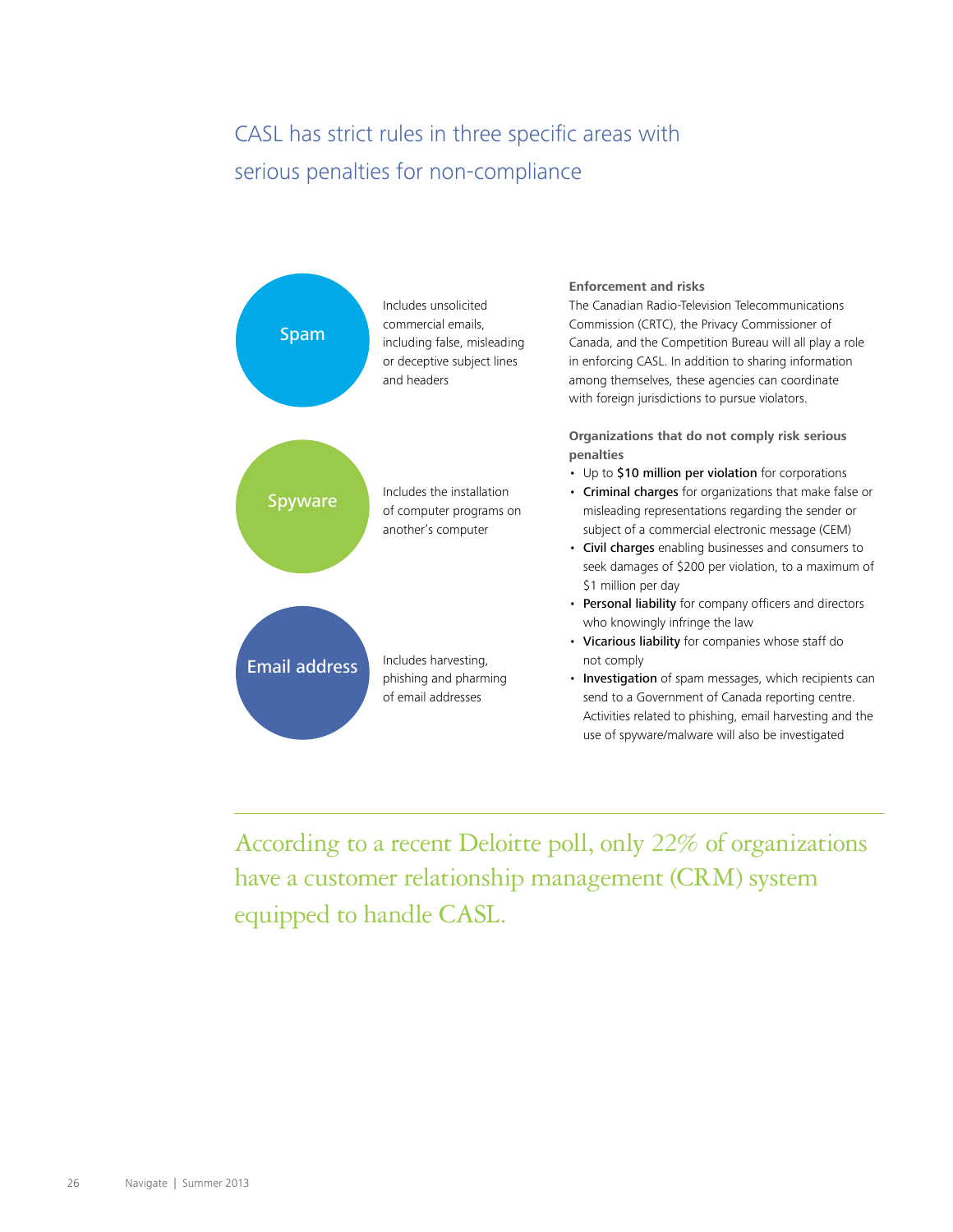## CASL has strict rules in three specific areas with serious penalties for non-compliance

**Spam**

Includes unsolicited commercial emails, including false, misleading or deceptive subject lines and headers

**Spyware**

Includes the installation of computer programs on another's computer

**Email address**

Includes harvesting, phishing and pharming of email addresses

**Enforcement and risks**

The Canadian Radio-Television Telecommunications Commission (CRTC), the Privacy Commissioner of Canada, and the Competition Bureau will all play a role in enforcing CASL. In addition to sharing information among themselves, these agencies can coordinate with foreign jurisdictions to pursue violators.

**Organizations that do not comply risk serious penalties**

- Up to **$10 million per violation** for corporations
- **Criminal charges** for organizations that make false or misleading representations regarding the sender or subject of a commercial electronic message (CEM)
- **Civil charges** enabling businesses and consumers to seek damages of $200 per violation, to a maximum of $1 million per day
- **Personal liability** for company officers and directors who knowingly infringe the law
- **Vicarious liability** for companies whose staff do not comply
- **Investigation** of spam messages, which recipients can send to a Government of Canada reporting centre. Activities related to phishing, email harvesting and the use of spyware/malware will also be investigated

---

According to a recent Deloitte poll, only 22% of organizations have a customer relationship management (CRM) system equipped to handle CASL.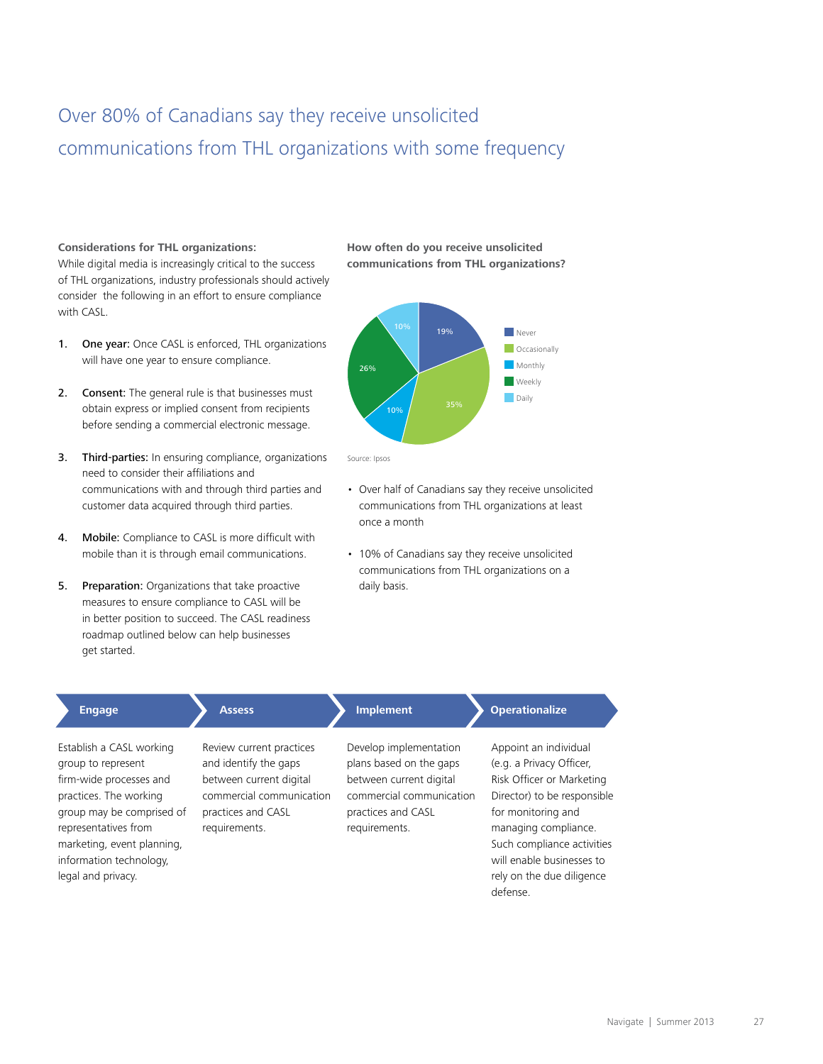# Over 80% of Canadians say they receive unsolicited communications from THL organizations with some frequency

**Considerations for THL organizations:**
While digital media is increasingly critical to the success of THL organizations, industry professionals should actively consider the following in an effort to ensure compliance with CASL.

1. **One year:** Once CASL is enforced, THL organizations will have one year to ensure compliance.
2. **Consent:** The general rule is that businesses must obtain express or implied consent from recipients before sending a commercial electronic message.
3. **Third-parties:** In ensuring compliance, organizations need to consider their affiliations and communications with and through third parties and customer data acquired through third parties.
4. **Mobile:** Compliance to CASL is more difficult with mobile than it is through email communications.
5. **Preparation:** Organizations that take proactive measures to ensure compliance to CASL will be in better position to succeed. The CASL readiness roadmap outlined below can help businesses get started.

**How often do you receive unsolicited communications from THL organizations?**

| Response | Percentage |
|---|---|
| Never | 19% |
| Occasionally | 35% |
| Monthly | 10% |
| Weekly | 26% |
| Daily | 10% |

Source: Ipsos

- Over half of Canadians say they receive unsolicited communications from THL organizations at least once a month
- 10% of Canadians say they receive unsolicited communications from THL organizations on a daily basis.

| Engage | Assess | Implement | Operationalize |
|---|---|---|---|
| Establish a CASL working group to represent firm-wide processes and practices. The working group may be comprised of representatives from marketing, event planning, information technology, legal and privacy. | Review current practices and identify the gaps between current digital commercial communication practices and CASL requirements. | Develop implementation plans based on the gaps between current digital commercial communication practices and CASL requirements. | Appoint an individual (e.g. a Privacy Officer, Risk Officer or Marketing Director) to be responsible for monitoring and managing compliance. Such compliance activities will enable businesses to rely on the due diligence defense. |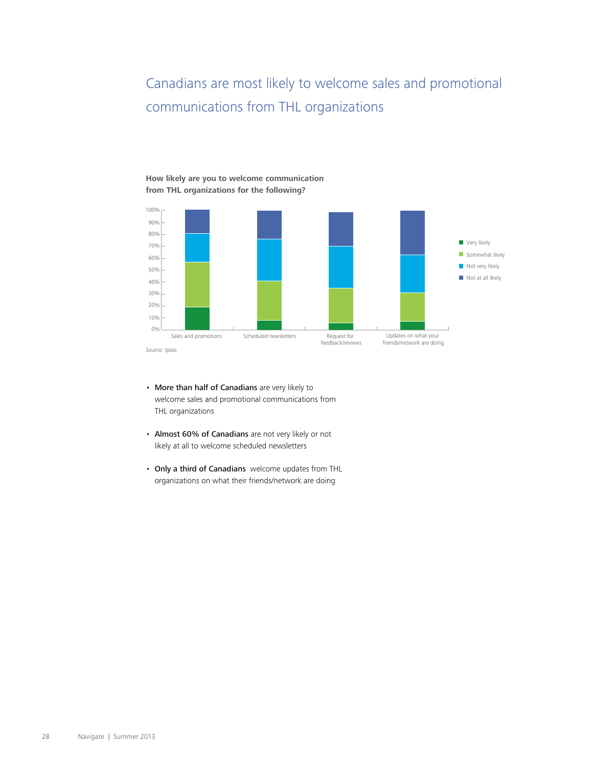# Canadians are most likely to welcome sales and promotional communications from THL organizations

**How likely are you to welcome communication from THL organizations for the following?**

Source: Ipsos

- **More than half of Canadians** are very likely to welcome sales and promotional communications from THL organizations
- **Almost 60% of Canadians** are not very likely or not likely at all to welcome scheduled newsletters
- **Only a third of Canadians** welcome updates from THL organizations on what their friends/network are doing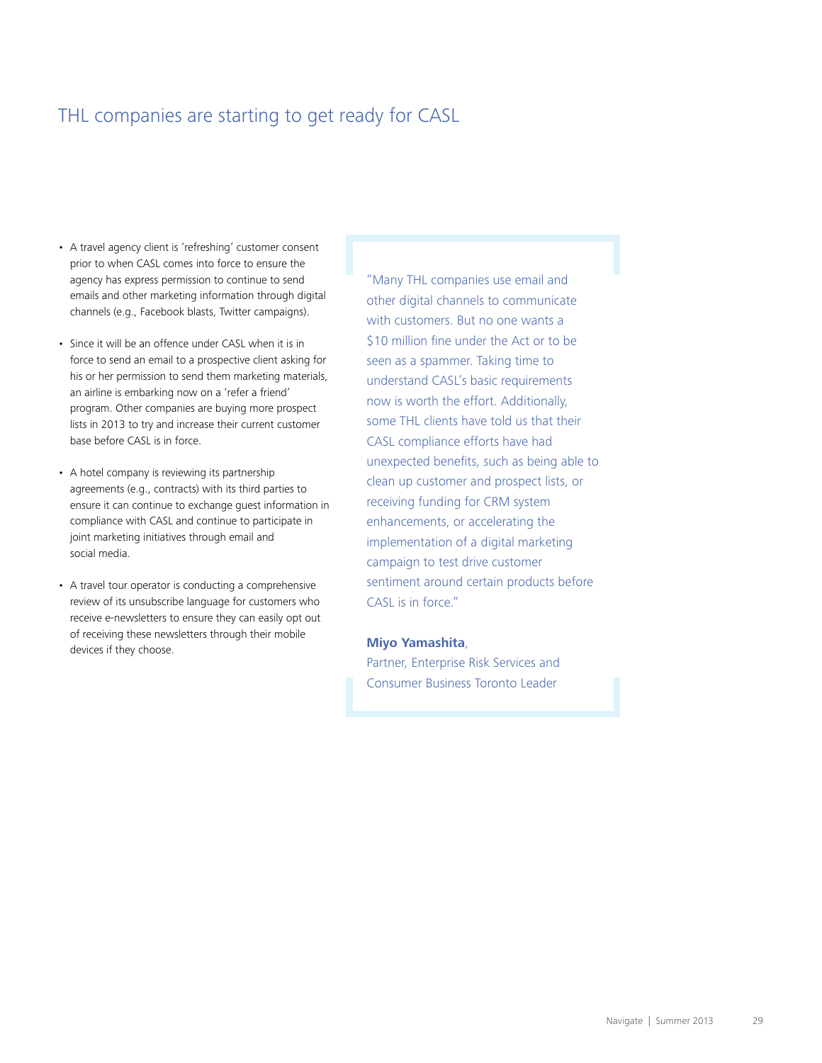## THL companies are starting to get ready for CASL

- A travel agency client is 'refreshing' customer consent prior to when CASL comes into force to ensure the agency has express permission to continue to send emails and other marketing information through digital channels (e.g., Facebook blasts, Twitter campaigns).
- Since it will be an offence under CASL when it is in force to send an email to a prospective client asking for his or her permission to send them marketing materials, an airline is embarking now on a 'refer a friend' program. Other companies are buying more prospect lists in 2013 to try and increase their current customer base before CASL is in force.
- A hotel company is reviewing its partnership agreements (e.g., contracts) with its third parties to ensure it can continue to exchange guest information in compliance with CASL and continue to participate in joint marketing initiatives through email and social media.
- A travel tour operator is conducting a comprehensive review of its unsubscribe language for customers who receive e-newsletters to ensure they can easily opt out of receiving these newsletters through their mobile devices if they choose.

> "Many THL companies use email and other digital channels to communicate with customers. But no one wants a $10 million fine under the Act or to be seen as a spammer. Taking time to understand CASL's basic requirements now is worth the effort. Additionally, some THL clients have told us that their CASL compliance efforts have had unexpected benefits, such as being able to clean up customer and prospect lists, or receiving funding for CRM system enhancements, or accelerating the implementation of a digital marketing campaign to test drive customer sentiment around certain products before CASL is in force."
>
> **Miyo Yamashita**,
> Partner, Enterprise Risk Services and Consumer Business Toronto Leader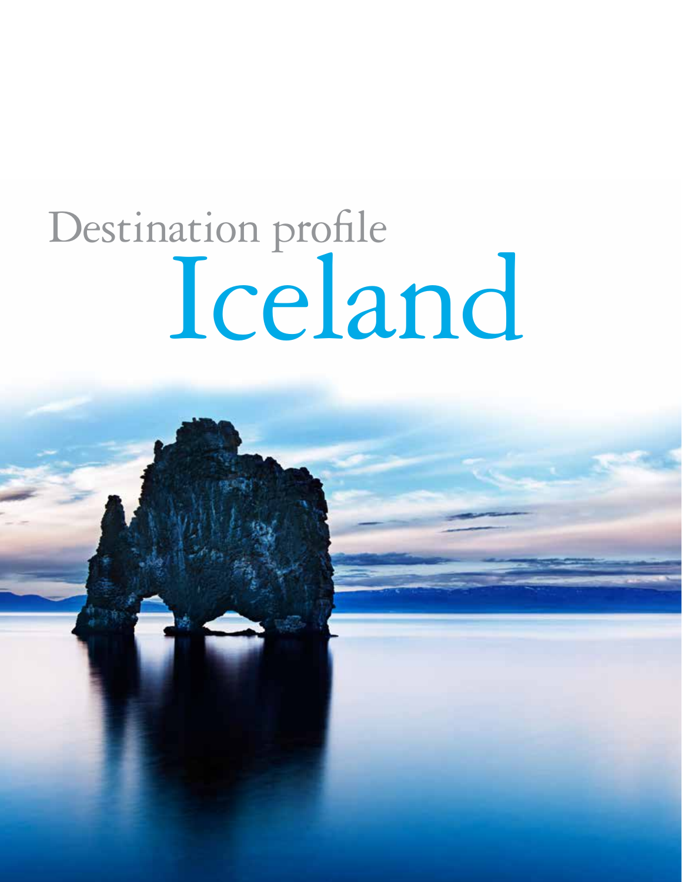Destination profile

# Iceland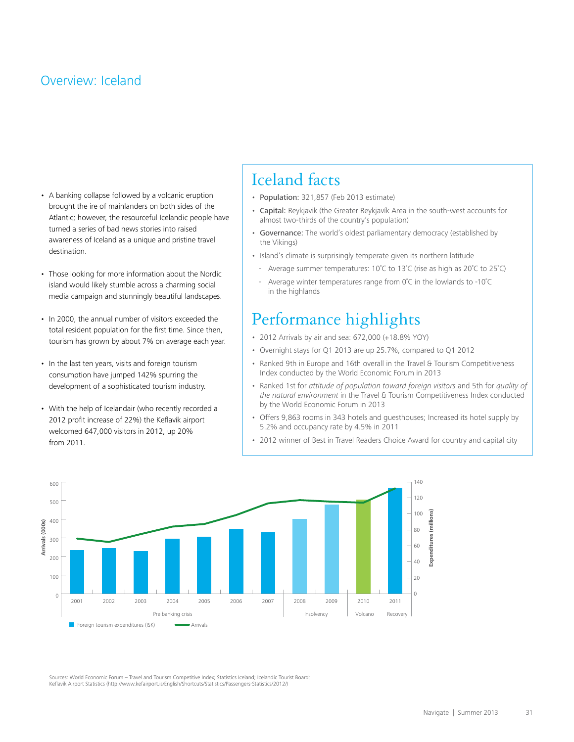# Overview: Iceland

- A banking collapse followed by a volcanic eruption brought the ire of mainlanders on both sides of the Atlantic; however, the resourceful Icelandic people have turned a series of bad news stories into raised awareness of Iceland as a unique and pristine travel destination.
- Those looking for more information about the Nordic island would likely stumble across a charming social media campaign and stunningly beautiful landscapes.
- In 2000, the annual number of visitors exceeded the total resident population for the first time. Since then, tourism has grown by about 7% on average each year.
- In the last ten years, visits and foreign tourism consumption have jumped 142% spurring the development of a sophisticated tourism industry.
- With the help of Icelandair (who recently recorded a 2012 profit increase of 22%) the Keflavik airport welcomed 647,000 visitors in 2012, up 20% from 2011.

## Iceland facts

- **Population:** 321,857 (Feb 2013 estimate)
- **Capital:** Reykjavik (the Greater Reykjavík Area in the south-west accounts for almost two-thirds of the country's population)
- **Governance:** The world's oldest parliamentary democracy (established by the Vikings)
- Island's climate is surprisingly temperate given its northern latitude
  - Average summer temperatures: 10˚C to 13˚C (rise as high as 20˚C to 25˚C)
  - Average winter temperatures range from 0˚C in the lowlands to -10˚C in the highlands

## Performance highlights

- 2012 Arrivals by air and sea: 672,000 (+18.8% YOY)
- Overnight stays for Q1 2013 are up 25.7%, compared to Q1 2012
- Ranked 9th in Europe and 16th overall in the Travel & Tourism Competitiveness Index conducted by the World Economic Forum in 2013
- Ranked 1st for *attitude of population toward foreign visitors* and 5th for *quality of the natural environment* in the Travel & Tourism Competitiveness Index conducted by the World Economic Forum in 2013
- Offers 9,863 rooms in 343 hotels and guesthouses; Increased its hotel supply by 5.2% and occupancy rate by 4.5% in 2011
- 2012 winner of Best in Travel Readers Choice Award for country and capital city

Arrivals (000s) / Expenditures (millions)

2001 – 2007: Pre banking crisis; 2008 – 2009: Insolvency; 2010: Volcano; 2011: Recovery

Foreign tourism expenditures (ISK) — Arrivals

Sources: World Economic Forum – Travel and Tourism Competitive Index; Statistics Iceland; Icelandic Tourist Board; Keflavik Airport Statistics (http://www.kefairport.is/English/Shortcuts/Statistics/Passengers-Statistics/2012/)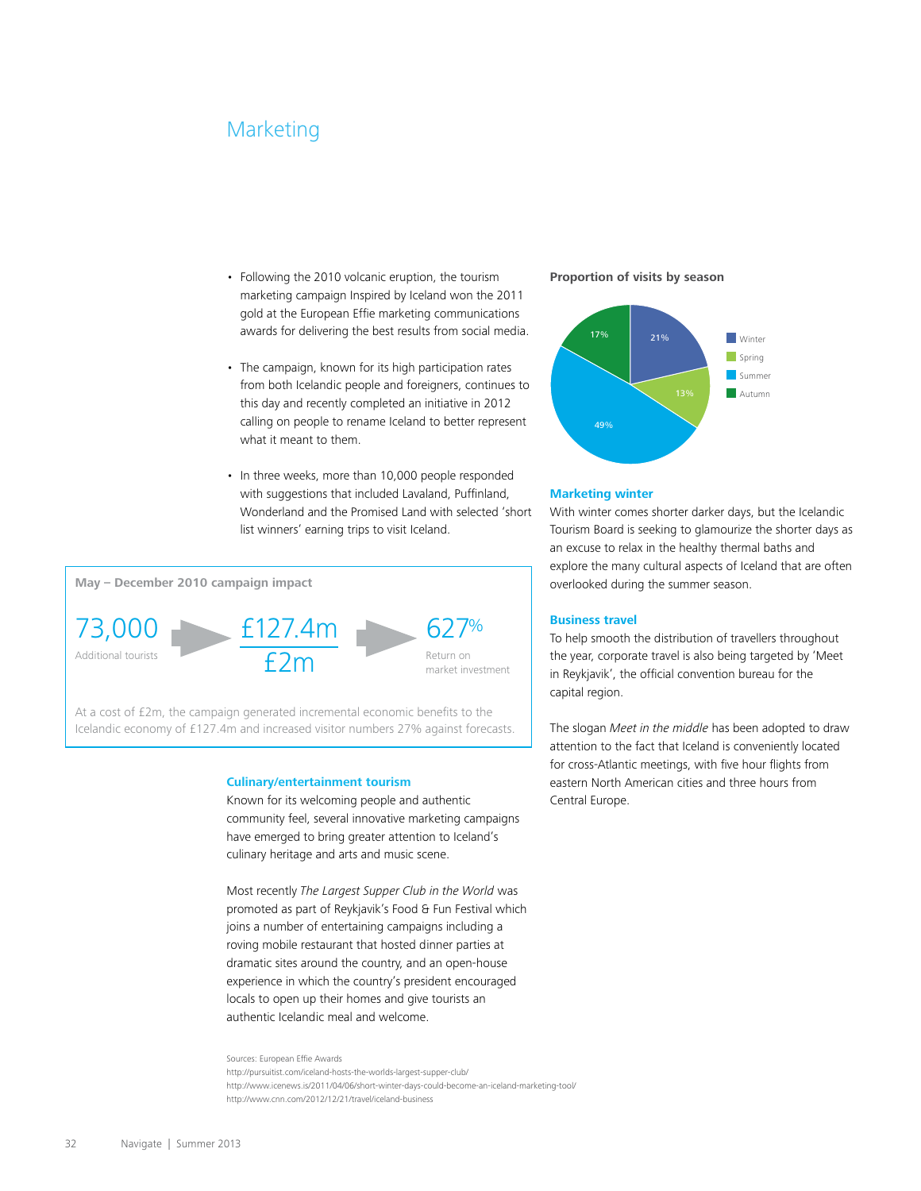# Marketing

- Following the 2010 volcanic eruption, the tourism marketing campaign Inspired by Iceland won the 2011 gold at the European Effie marketing communications awards for delivering the best results from social media.
- The campaign, known for its high participation rates from both Icelandic people and foreigners, continues to this day and recently completed an initiative in 2012 calling on people to rename Iceland to better represent what it meant to them.
- In three weeks, more than 10,000 people responded with suggestions that included Lavaland, Puffinland, Wonderland and the Promised Land with selected 'short list winners' earning trips to visit Iceland.

**May – December 2010 campaign impact**

73,000 Additional tourists → £127.4m / £2m → 627% Return on market investment

At a cost of £2m, the campaign generated incremental economic benefits to the Icelandic economy of £127.4m and increased visitor numbers 27% against forecasts.

### Culinary/entertainment tourism

Known for its welcoming people and authentic community feel, several innovative marketing campaigns have emerged to bring greater attention to Iceland's culinary heritage and arts and music scene.

Most recently *The Largest Supper Club in the World* was promoted as part of Reykjavik's Food & Fun Festival which joins a number of entertaining campaigns including a roving mobile restaurant that hosted dinner parties at dramatic sites around the country, and an open-house experience in which the country's president encouraged locals to open up their homes and give tourists an authentic Icelandic meal and welcome.

**Proportion of visits by season**

| Season | Proportion |
|---|---|
| Winter | 21% |
| Spring | 13% |
| Summer | 49% |
| Autumn | 17% |

### Marketing winter

With winter comes shorter darker days, but the Icelandic Tourism Board is seeking to glamourize the shorter days as an excuse to relax in the healthy thermal baths and explore the many cultural aspects of Iceland that are often overlooked during the summer season.

### Business travel

To help smooth the distribution of travellers throughout the year, corporate travel is also being targeted by 'Meet in Reykjavik', the official convention bureau for the capital region.

The slogan *Meet in the middle* has been adopted to draw attention to the fact that Iceland is conveniently located for cross-Atlantic meetings, with five hour flights from eastern North American cities and three hours from Central Europe.

Sources: European Effie Awards
http://pursuitist.com/iceland-hosts-the-worlds-largest-supper-club/
http://www.icenews.is/2011/04/06/short-winter-days-could-become-an-iceland-marketing-tool/
http://www.cnn.com/2012/12/21/travel/iceland-business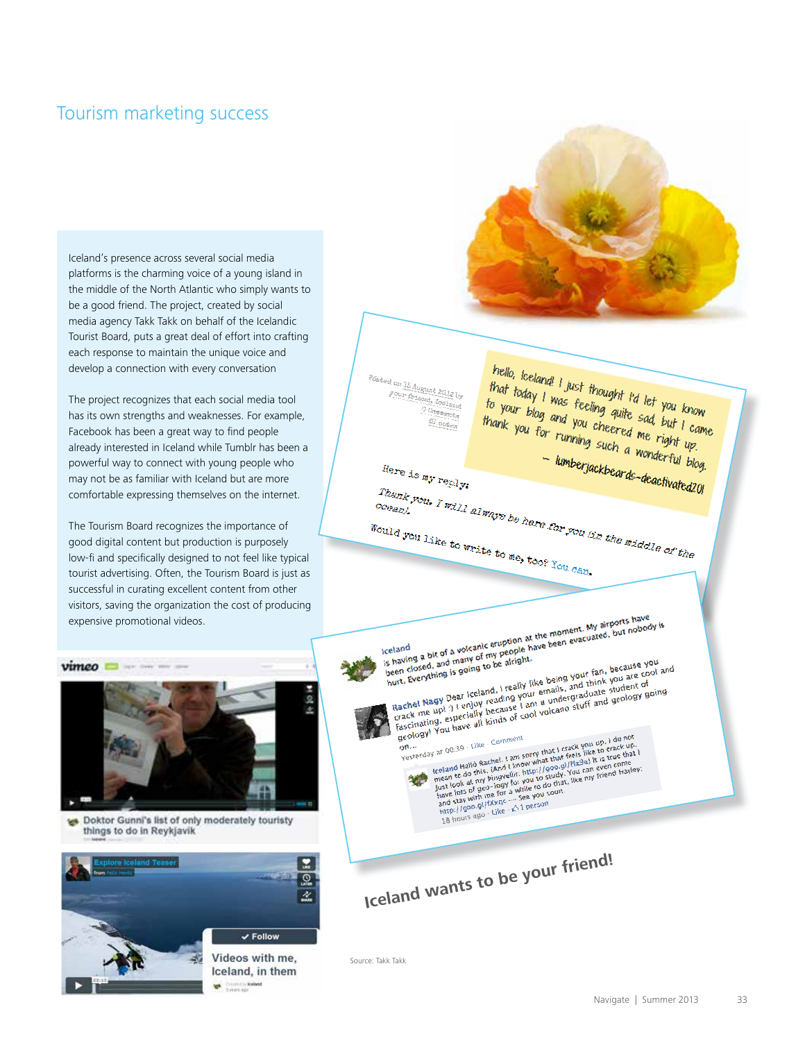## Tourism marketing success

Iceland's presence across several social media platforms is the charming voice of a young island in the middle of the North Atlantic who simply wants to be a good friend. The project, created by social media agency Takk Takk on behalf of the Icelandic Tourist Board, puts a great deal of effort into crafting each response to maintain the unique voice and develop a connection with every conversation

The project recognizes that each social media tool has its own strengths and weaknesses. For example, Facebook has been a great way to find people already interested in Iceland while Tumblr has been a powerful way to connect with young people who may not be as familiar with Iceland but are more comfortable expressing themselves on the internet.

The Tourism Board recognizes the importance of good digital content but production is purposely low-fi and specifically designed to not feel like typical tourist advertising. Often, the Tourism Board is just as successful in curating excellent content from other visitors, saving the organization the cost of producing expensive promotional videos.

Iceland wants to be your friend!

Source: Takk Takk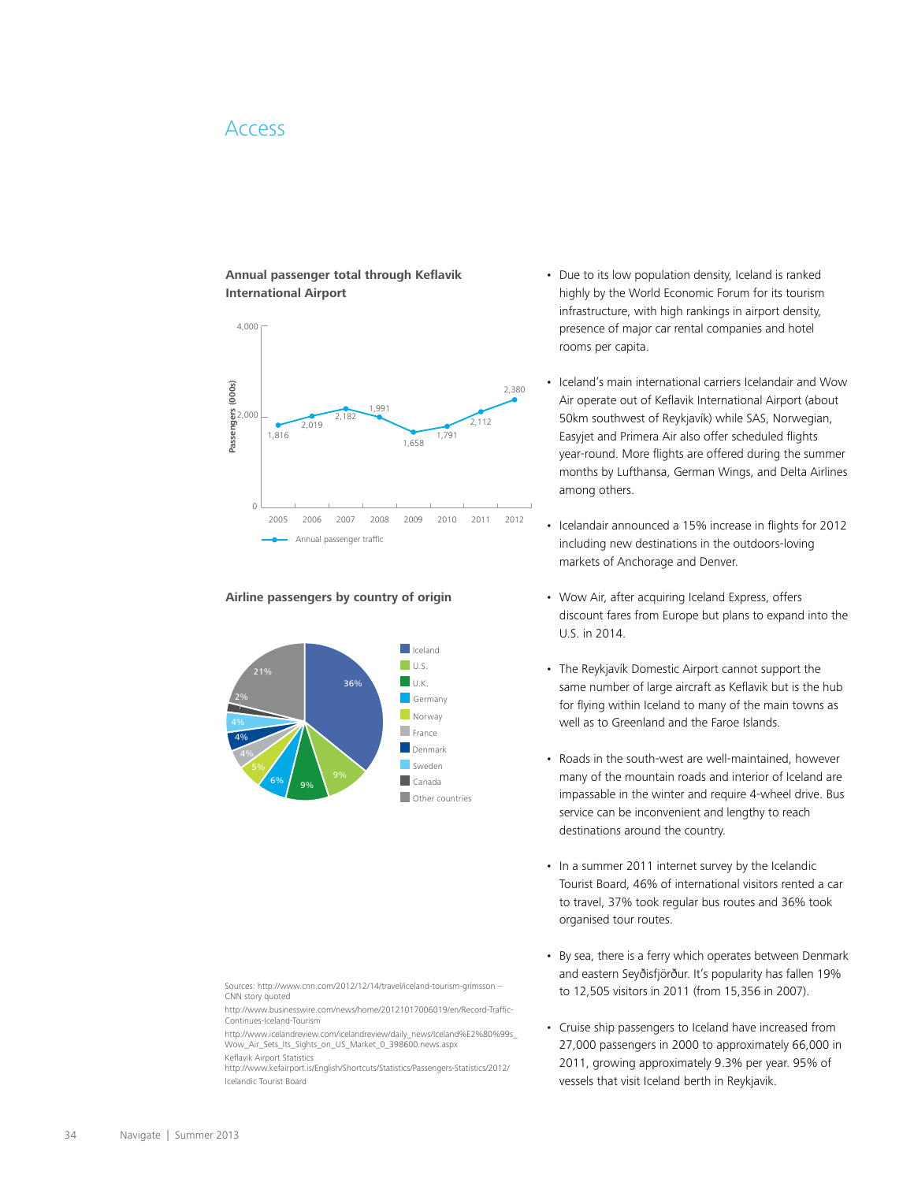# Access

**Annual passenger total through Keflavik International Airport**

| Year | Annual passenger traffic (Passengers, 000s) |
|---|---|
| 2005 | 1,816 |
| 2006 | 2,019 |
| 2007 | 2,182 |
| 2008 | 1,991 |
| 2009 | 1,658 |
| 2010 | 1,791 |
| 2011 | 2,112 |
| 2012 | 2,380 |

**Airline passengers by country of origin**

| Country | Share |
|---|---|
| Iceland | 36% |
| U.S. | 9% |
| U.K. | 9% |
| Germany | 6% |
| Norway | 5% |
| France | 4% |
| Denmark | 4% |
| Sweden | 4% |
| Canada | 2% |
| Other countries | 21% |

Sources: http://www.cnn.com/2012/12/14/travel/iceland-tourism-grimsson – CNN story quoted

http://www.businesswire.com/news/home/20121017006019/en/Record-Traffic-Continues-Iceland-Tourism

http://www.icelandreview.com/icelandreview/daily_news/Iceland%E2%80%99s_Wow_Air_Sets_Its_Sights_on_US_Market_0_398600.news.aspx

Keflavik Airport Statistics http://www.kefairport.is/English/Shortcuts/Statistics/Passengers-Statistics/2012/

Icelandic Tourist Board

- Due to its low population density, Iceland is ranked highly by the World Economic Forum for its tourism infrastructure, with high rankings in airport density, presence of major car rental companies and hotel rooms per capita.
- Iceland's main international carriers Icelandair and Wow Air operate out of Keflavik International Airport (about 50km southwest of Reykjavík) while SAS, Norwegian, Easyjet and Primera Air also offer scheduled flights year-round. More flights are offered during the summer months by Lufthansa, German Wings, and Delta Airlines among others.
- Icelandair announced a 15% increase in flights for 2012 including new destinations in the outdoors-loving markets of Anchorage and Denver.
- Wow Air, after acquiring Iceland Express, offers discount fares from Europe but plans to expand into the U.S. in 2014.
- The Reykjavík Domestic Airport cannot support the same number of large aircraft as Keflavik but is the hub for flying within Iceland to many of the main towns as well as to Greenland and the Faroe Islands.
- Roads in the south-west are well-maintained, however many of the mountain roads and interior of Iceland are impassable in the winter and require 4-wheel drive. Bus service can be inconvenient and lengthy to reach destinations around the country.
- In a summer 2011 internet survey by the Icelandic Tourist Board, 46% of international visitors rented a car to travel, 37% took regular bus routes and 36% took organised tour routes.
- By sea, there is a ferry which operates between Denmark and eastern Seyðisfjörður. It's popularity has fallen 19% to 12,505 visitors in 2011 (from 15,356 in 2007).
- Cruise ship passengers to Iceland have increased from 27,000 passengers in 2000 to approximately 66,000 in 2011, growing approximately 9.3% per year. 95% of vessels that visit Iceland berth in Reykjavik.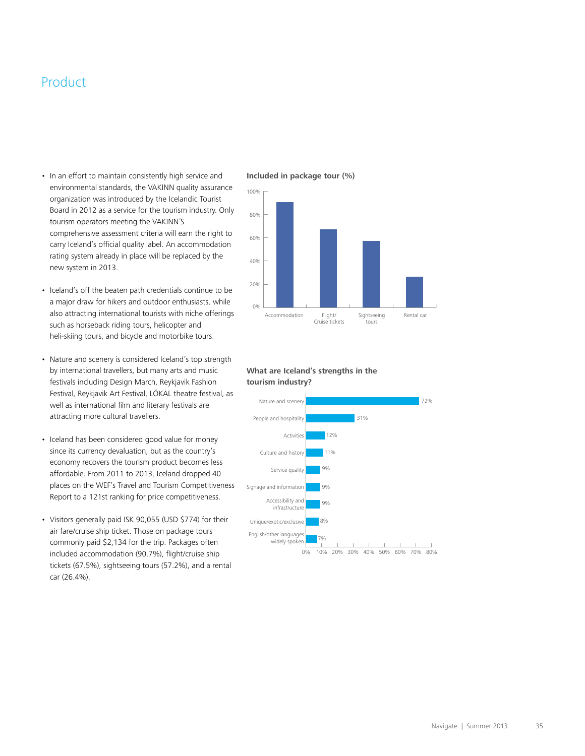# Product

- In an effort to maintain consistently high service and environmental standards, the VAKINN quality assurance organization was introduced by the Icelandic Tourist Board in 2012 as a service for the tourism industry. Only tourism operators meeting the VAKINN´S comprehensive assessment criteria will earn the right to carry Iceland's official quality label. An accommodation rating system already in place will be replaced by the new system in 2013.
- Iceland's off the beaten path credentials continue to be a major draw for hikers and outdoor enthusiasts, while also attracting international tourists with niche offerings such as horseback riding tours, helicopter and heli-skiing tours, and bicycle and motorbike tours.
- Nature and scenery is considered Iceland's top strength by international travellers, but many arts and music festivals including Design March, Reykjavik Fashion Festival, Reykjavik Art Festival, LÓKAL theatre festival, as well as international film and literary festivals are attracting more cultural travellers.
- Iceland has been considered good value for money since its currency devaluation, but as the country's economy recovers the tourism product becomes less affordable. From 2011 to 2013, Iceland dropped 40 places on the WEF's Travel and Tourism Competitiveness Report to a 121st ranking for price competitiveness.
- Visitors generally paid ISK 90,055 (USD $774) for their air fare/cruise ship ticket. Those on package tours commonly paid $2,134 for the trip. Packages often included accommodation (90.7%), flight/cruise ship tickets (67.5%), sightseeing tours (57.2%), and a rental car (26.4%).

**Included in package tour (%)**

| Item | % |
|---|---|
| Accommodation | 90.7% |
| Flight/Cruise tickets | 67.5% |
| Sightseeing tours | 57.2% |
| Rental car | 26.4% |

**What are Iceland's strengths in the tourism industry?**

| Strength | % |
|---|---|
| Nature and scenery | 72% |
| People and hospitality | 31% |
| Activities | 12% |
| Culture and history | 11% |
| Service quality | 9% |
| Signage and information | 9% |
| Accessibility and infrastructure | 9% |
| Unique/exotic/exclusive | 8% |
| English/other languages widely spoken | 7% |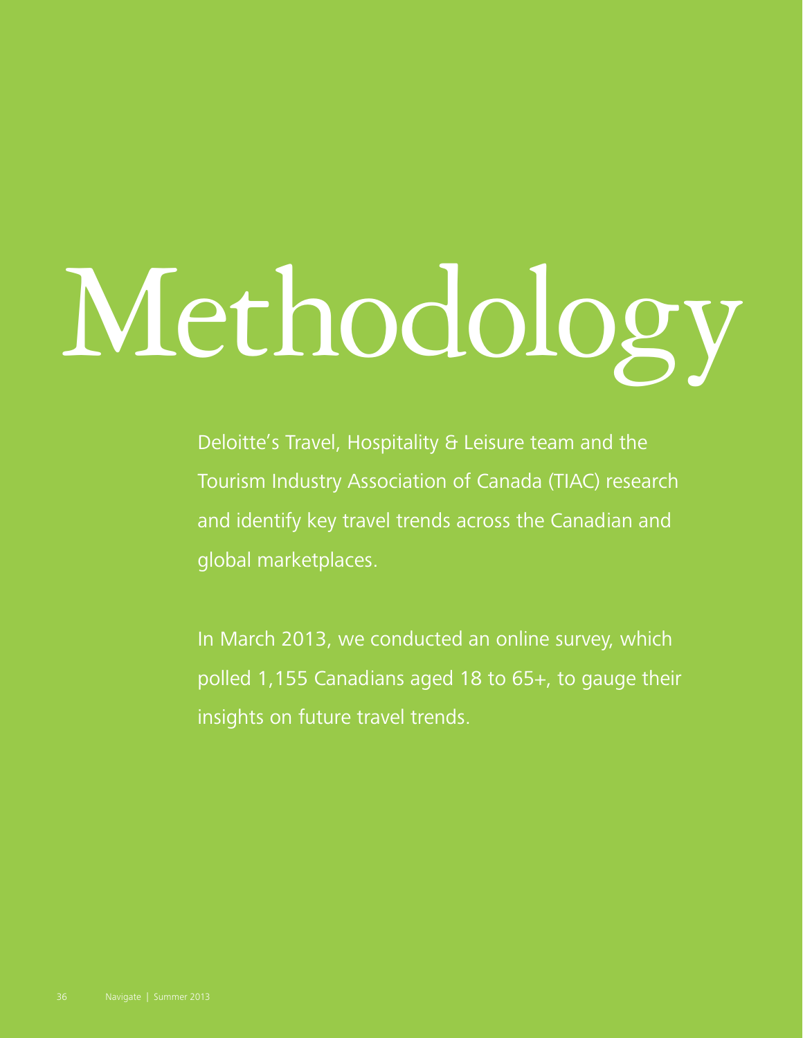# Methodology

Deloitte's Travel, Hospitality & Leisure team and the Tourism Industry Association of Canada (TIAC) research and identify key travel trends across the Canadian and global marketplaces.

In March 2013, we conducted an online survey, which polled 1,155 Canadians aged 18 to 65+, to gauge their insights on future travel trends.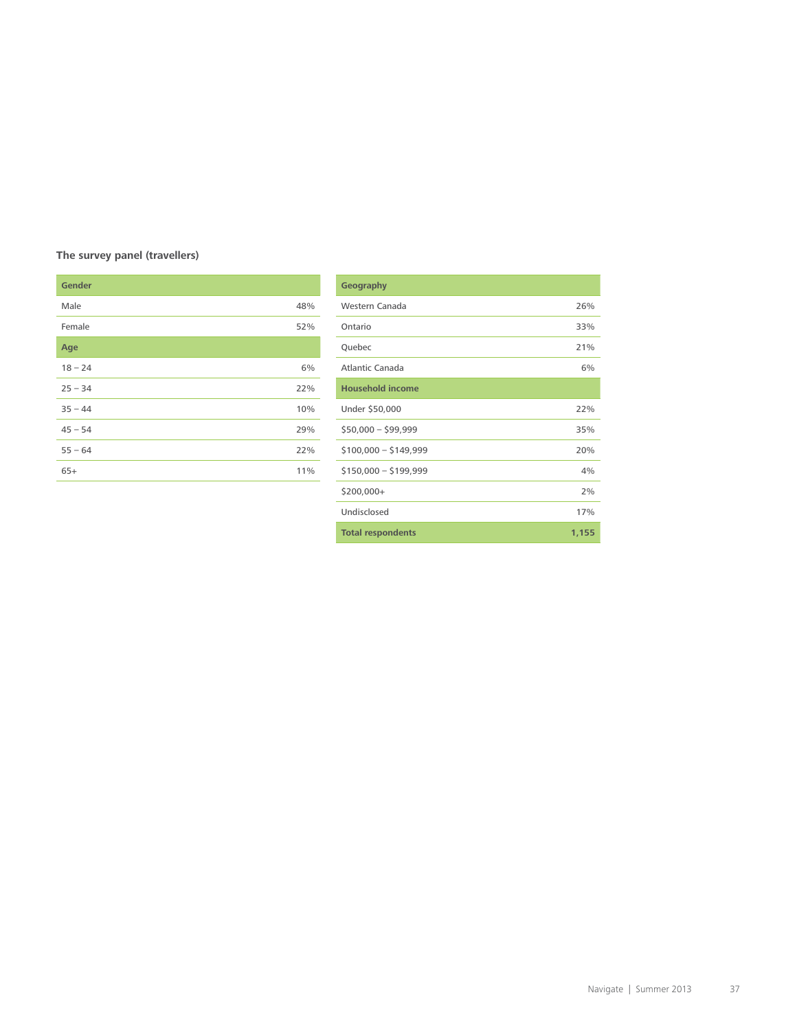### The survey panel (travellers)

| Gender | |
|---|---|
| Male | 48% |
| Female | 52% |
| **Age** | |
| 18 – 24 | 6% |
| 25 – 34 | 22% |
| 35 – 44 | 10% |
| 45 – 54 | 29% |
| 55 – 64 | 22% |
| 65+ | 11% |

| Geography | |
|---|---|
| Western Canada | 26% |
| Ontario | 33% |
| Quebec | 21% |
| Atlantic Canada | 6% |
| **Household income** | |
| Under $50,000 | 22% |
| $50,000 – $99,999 | 35% |
| $100,000 – $149,999 | 20% |
| $150,000 – $199,999 | 4% |
| $200,000+ | 2% |
| Undisclosed | 17% |
| **Total respondents** | **1,155** |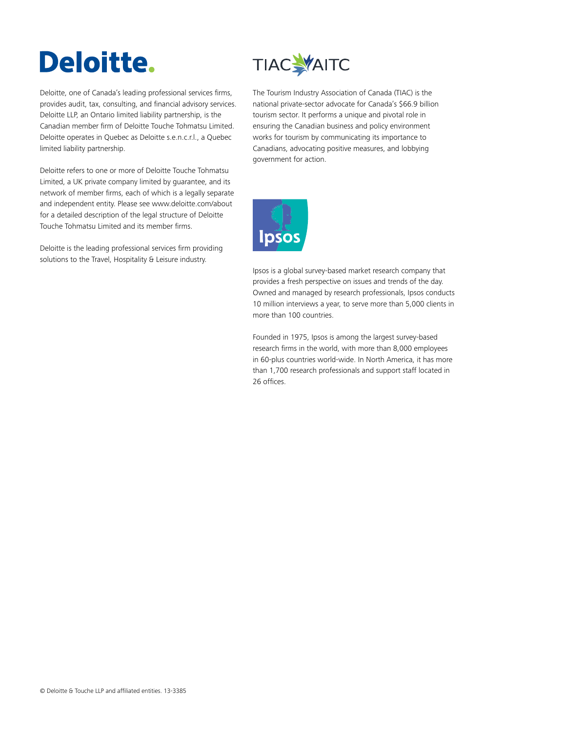Deloitte.

Deloitte, one of Canada's leading professional services firms, provides audit, tax, consulting, and financial advisory services. Deloitte LLP, an Ontario limited liability partnership, is the Canadian member firm of Deloitte Touche Tohmatsu Limited. Deloitte operates in Quebec as Deloitte s.e.n.c.r.l., a Quebec limited liability partnership.

Deloitte refers to one or more of Deloitte Touche Tohmatsu Limited, a UK private company limited by guarantee, and its network of member firms, each of which is a legally separate and independent entity. Please see www.deloitte.com/about for a detailed description of the legal structure of Deloitte Touche Tohmatsu Limited and its member firms.

Deloitte is the leading professional services firm providing solutions to the Travel, Hospitality & Leisure industry.

TIAC AITC

The Tourism Industry Association of Canada (TIAC) is the national private-sector advocate for Canada's $66.9 billion tourism sector. It performs a unique and pivotal role in ensuring the Canadian business and policy environment works for tourism by communicating its importance to Canadians, advocating positive measures, and lobbying government for action.

Ipsos

Ipsos is a global survey-based market research company that provides a fresh perspective on issues and trends of the day. Owned and managed by research professionals, Ipsos conducts 10 million interviews a year, to serve more than 5,000 clients in more than 100 countries.

Founded in 1975, Ipsos is among the largest survey-based research firms in the world, with more than 8,000 employees in 60-plus countries world-wide. In North America, it has more than 1,700 research professionals and support staff located in 26 offices.

© Deloitte & Touche LLP and affiliated entities. 13-3385